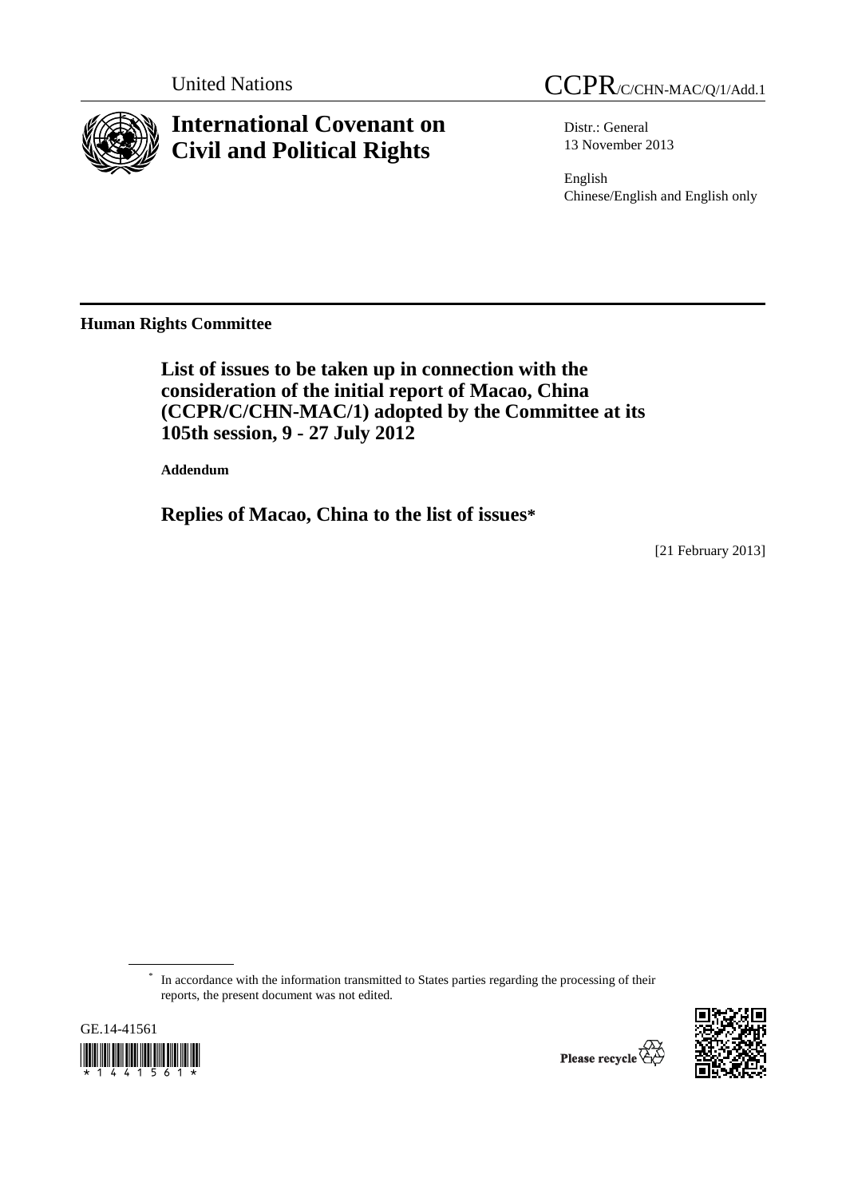United Nations

CCPR/C/CHN-MAC/Q/1/Add.1

# International Covenant on Civil and Political Rights

Distr.: General
13 November 2013

English
Chinese/English and English only

**Human Rights Committee**

## List of issues to be taken up in connection with the consideration of the initial report of Macao, China (CCPR/C/CHN-MAC/1) adopted by the Committee at its 105th session, 9 - 27 July 2012

**Addendum**

## Replies of Macao, China to the list of issues*

[21 February 2013]

\* In accordance with the information transmitted to States parties regarding the processing of their reports, the present document was not edited.

GE.14-41561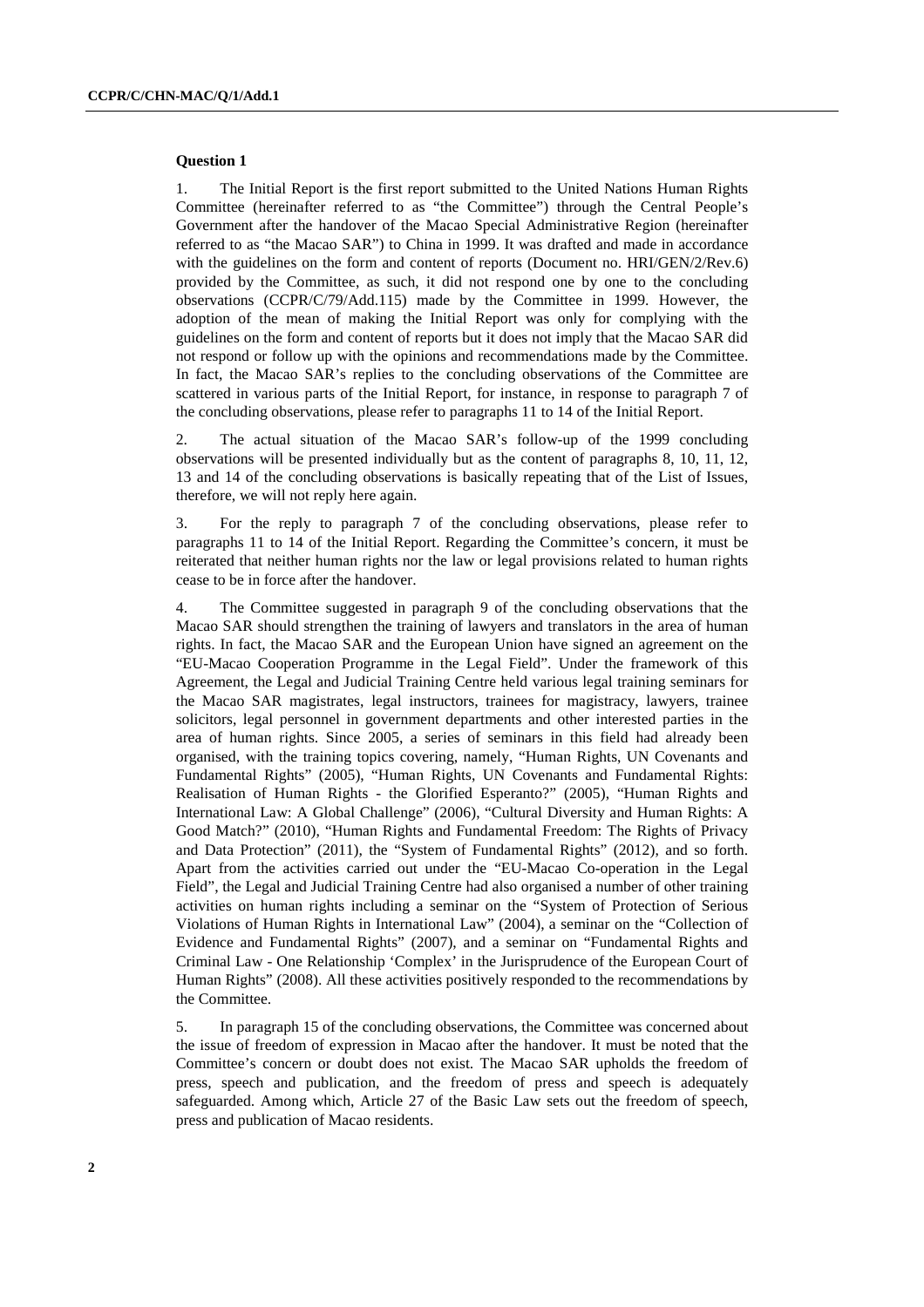**Question 1**

1. The Initial Report is the first report submitted to the United Nations Human Rights Committee (hereinafter referred to as "the Committee") through the Central People's Government after the handover of the Macao Special Administrative Region (hereinafter referred to as "the Macao SAR") to China in 1999. It was drafted and made in accordance with the guidelines on the form and content of reports (Document no. HRI/GEN/2/Rev.6) provided by the Committee, as such, it did not respond one by one to the concluding observations (CCPR/C/79/Add.115) made by the Committee in 1999. However, the adoption of the mean of making the Initial Report was only for complying with the guidelines on the form and content of reports but it does not imply that the Macao SAR did not respond or follow up with the opinions and recommendations made by the Committee. In fact, the Macao SAR's replies to the concluding observations of the Committee are scattered in various parts of the Initial Report, for instance, in response to paragraph 7 of the concluding observations, please refer to paragraphs 11 to 14 of the Initial Report.

2. The actual situation of the Macao SAR's follow-up of the 1999 concluding observations will be presented individually but as the content of paragraphs 8, 10, 11, 12, 13 and 14 of the concluding observations is basically repeating that of the List of Issues, therefore, we will not reply here again.

3. For the reply to paragraph 7 of the concluding observations, please refer to paragraphs 11 to 14 of the Initial Report. Regarding the Committee's concern, it must be reiterated that neither human rights nor the law or legal provisions related to human rights cease to be in force after the handover.

4. The Committee suggested in paragraph 9 of the concluding observations that the Macao SAR should strengthen the training of lawyers and translators in the area of human rights. In fact, the Macao SAR and the European Union have signed an agreement on the "EU-Macao Cooperation Programme in the Legal Field". Under the framework of this Agreement, the Legal and Judicial Training Centre held various legal training seminars for the Macao SAR magistrates, legal instructors, trainees for magistracy, lawyers, trainee solicitors, legal personnel in government departments and other interested parties in the area of human rights. Since 2005, a series of seminars in this field had already been organised, with the training topics covering, namely, "Human Rights, UN Covenants and Fundamental Rights" (2005), "Human Rights, UN Covenants and Fundamental Rights: Realisation of Human Rights - the Glorified Esperanto?" (2005), "Human Rights and International Law: A Global Challenge" (2006), "Cultural Diversity and Human Rights: A Good Match?" (2010), "Human Rights and Fundamental Freedom: The Rights of Privacy and Data Protection" (2011), the "System of Fundamental Rights" (2012), and so forth. Apart from the activities carried out under the "EU-Macao Co-operation in the Legal Field", the Legal and Judicial Training Centre had also organised a number of other training activities on human rights including a seminar on the "System of Protection of Serious Violations of Human Rights in International Law" (2004), a seminar on the "Collection of Evidence and Fundamental Rights" (2007), and a seminar on "Fundamental Rights and Criminal Law - One Relationship 'Complex' in the Jurisprudence of the European Court of Human Rights" (2008). All these activities positively responded to the recommendations by the Committee.

5. In paragraph 15 of the concluding observations, the Committee was concerned about the issue of freedom of expression in Macao after the handover. It must be noted that the Committee's concern or doubt does not exist. The Macao SAR upholds the freedom of press, speech and publication, and the freedom of press and speech is adequately safeguarded. Among which, Article 27 of the Basic Law sets out the freedom of speech, press and publication of Macao residents.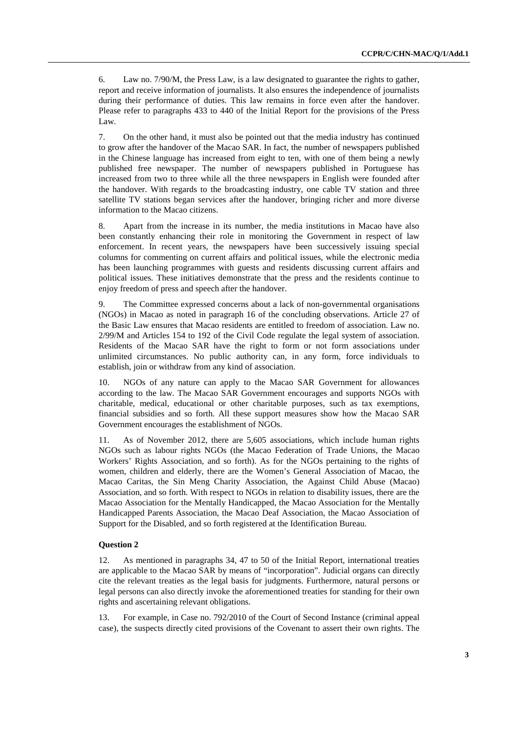6. Law no. 7/90/M, the Press Law, is a law designated to guarantee the rights to gather, report and receive information of journalists. It also ensures the independence of journalists during their performance of duties. This law remains in force even after the handover. Please refer to paragraphs 433 to 440 of the Initial Report for the provisions of the Press Law.

7. On the other hand, it must also be pointed out that the media industry has continued to grow after the handover of the Macao SAR. In fact, the number of newspapers published in the Chinese language has increased from eight to ten, with one of them being a newly published free newspaper. The number of newspapers published in Portuguese has increased from two to three while all the three newspapers in English were founded after the handover. With regards to the broadcasting industry, one cable TV station and three satellite TV stations began services after the handover, bringing richer and more diverse information to the Macao citizens.

8. Apart from the increase in its number, the media institutions in Macao have also been constantly enhancing their role in monitoring the Government in respect of law enforcement. In recent years, the newspapers have been successively issuing special columns for commenting on current affairs and political issues, while the electronic media has been launching programmes with guests and residents discussing current affairs and political issues. These initiatives demonstrate that the press and the residents continue to enjoy freedom of press and speech after the handover.

9. The Committee expressed concerns about a lack of non-governmental organisations (NGOs) in Macao as noted in paragraph 16 of the concluding observations. Article 27 of the Basic Law ensures that Macao residents are entitled to freedom of association. Law no. 2/99/M and Articles 154 to 192 of the Civil Code regulate the legal system of association. Residents of the Macao SAR have the right to form or not form associations under unlimited circumstances. No public authority can, in any form, force individuals to establish, join or withdraw from any kind of association.

10. NGOs of any nature can apply to the Macao SAR Government for allowances according to the law. The Macao SAR Government encourages and supports NGOs with charitable, medical, educational or other charitable purposes, such as tax exemptions, financial subsidies and so forth. All these support measures show how the Macao SAR Government encourages the establishment of NGOs.

11. As of November 2012, there are 5,605 associations, which include human rights NGOs such as labour rights NGOs (the Macao Federation of Trade Unions, the Macao Workers' Rights Association, and so forth). As for the NGOs pertaining to the rights of women, children and elderly, there are the Women's General Association of Macao, the Macao Caritas, the Sin Meng Charity Association, the Against Child Abuse (Macao) Association, and so forth. With respect to NGOs in relation to disability issues, there are the Macao Association for the Mentally Handicapped, the Macao Association for the Mentally Handicapped Parents Association, the Macao Deaf Association, the Macao Association of Support for the Disabled, and so forth registered at the Identification Bureau.

### Question 2

12. As mentioned in paragraphs 34, 47 to 50 of the Initial Report, international treaties are applicable to the Macao SAR by means of "incorporation". Judicial organs can directly cite the relevant treaties as the legal basis for judgments. Furthermore, natural persons or legal persons can also directly invoke the aforementioned treaties for standing for their own rights and ascertaining relevant obligations.

13. For example, in Case no. 792/2010 of the Court of Second Instance (criminal appeal case), the suspects directly cited provisions of the Covenant to assert their own rights. The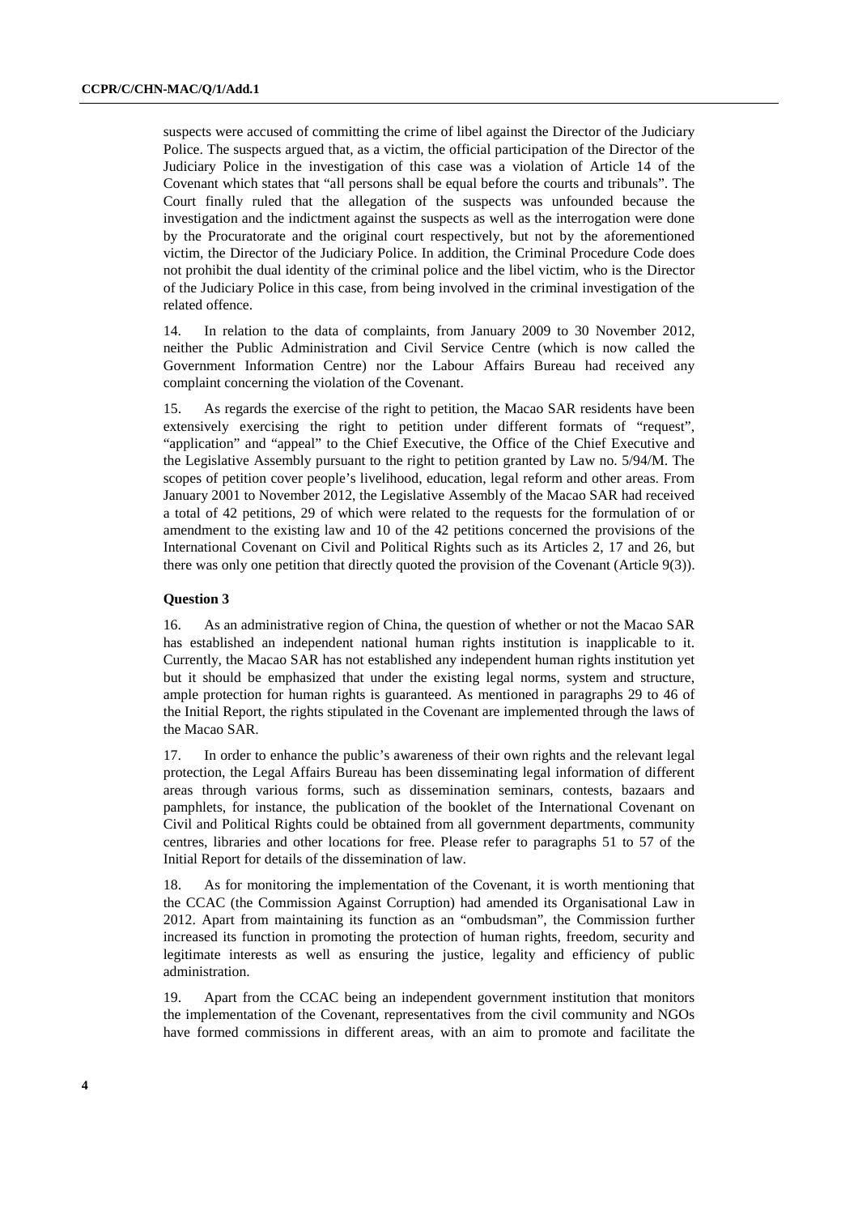suspects were accused of committing the crime of libel against the Director of the Judiciary Police. The suspects argued that, as a victim, the official participation of the Director of the Judiciary Police in the investigation of this case was a violation of Article 14 of the Covenant which states that "all persons shall be equal before the courts and tribunals". The Court finally ruled that the allegation of the suspects was unfounded because the investigation and the indictment against the suspects as well as the interrogation were done by the Procuratorate and the original court respectively, but not by the aforementioned victim, the Director of the Judiciary Police. In addition, the Criminal Procedure Code does not prohibit the dual identity of the criminal police and the libel victim, who is the Director of the Judiciary Police in this case, from being involved in the criminal investigation of the related offence.

14. In relation to the data of complaints, from January 2009 to 30 November 2012, neither the Public Administration and Civil Service Centre (which is now called the Government Information Centre) nor the Labour Affairs Bureau had received any complaint concerning the violation of the Covenant.

15. As regards the exercise of the right to petition, the Macao SAR residents have been extensively exercising the right to petition under different formats of "request", "application" and "appeal" to the Chief Executive, the Office of the Chief Executive and the Legislative Assembly pursuant to the right to petition granted by Law no. 5/94/M. The scopes of petition cover people's livelihood, education, legal reform and other areas. From January 2001 to November 2012, the Legislative Assembly of the Macao SAR had received a total of 42 petitions, 29 of which were related to the requests for the formulation of or amendment to the existing law and 10 of the 42 petitions concerned the provisions of the International Covenant on Civil and Political Rights such as its Articles 2, 17 and 26, but there was only one petition that directly quoted the provision of the Covenant (Article 9(3)).

#### Question 3

16. As an administrative region of China, the question of whether or not the Macao SAR has established an independent national human rights institution is inapplicable to it. Currently, the Macao SAR has not established any independent human rights institution yet but it should be emphasized that under the existing legal norms, system and structure, ample protection for human rights is guaranteed. As mentioned in paragraphs 29 to 46 of the Initial Report, the rights stipulated in the Covenant are implemented through the laws of the Macao SAR.

17. In order to enhance the public's awareness of their own rights and the relevant legal protection, the Legal Affairs Bureau has been disseminating legal information of different areas through various forms, such as dissemination seminars, contests, bazaars and pamphlets, for instance, the publication of the booklet of the International Covenant on Civil and Political Rights could be obtained from all government departments, community centres, libraries and other locations for free. Please refer to paragraphs 51 to 57 of the Initial Report for details of the dissemination of law.

18. As for monitoring the implementation of the Covenant, it is worth mentioning that the CCAC (the Commission Against Corruption) had amended its Organisational Law in 2012. Apart from maintaining its function as an "ombudsman", the Commission further increased its function in promoting the protection of human rights, freedom, security and legitimate interests as well as ensuring the justice, legality and efficiency of public administration.

19. Apart from the CCAC being an independent government institution that monitors the implementation of the Covenant, representatives from the civil community and NGOs have formed commissions in different areas, with an aim to promote and facilitate the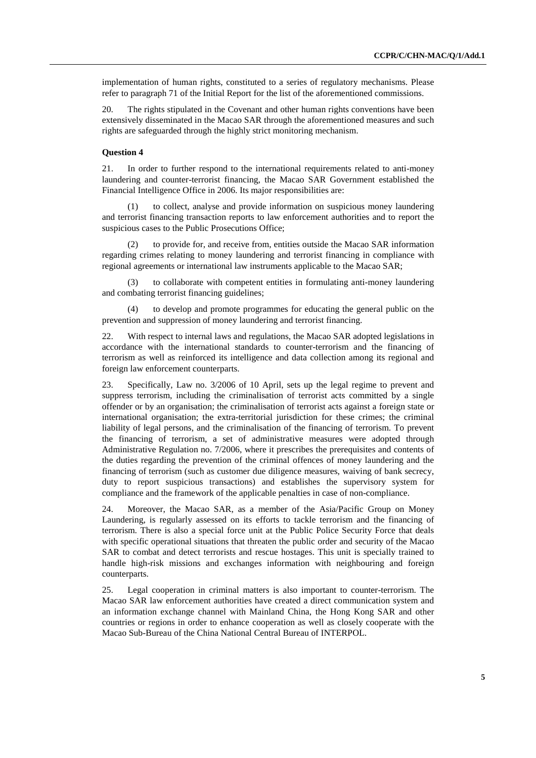implementation of human rights, constituted to a series of regulatory mechanisms. Please refer to paragraph 71 of the Initial Report for the list of the aforementioned commissions.

20. The rights stipulated in the Covenant and other human rights conventions have been extensively disseminated in the Macao SAR through the aforementioned measures and such rights are safeguarded through the highly strict monitoring mechanism.

**Question 4**

21. In order to further respond to the international requirements related to anti-money laundering and counter-terrorist financing, the Macao SAR Government established the Financial Intelligence Office in 2006. Its major responsibilities are:

(1) to collect, analyse and provide information on suspicious money laundering and terrorist financing transaction reports to law enforcement authorities and to report the suspicious cases to the Public Prosecutions Office;

(2) to provide for, and receive from, entities outside the Macao SAR information regarding crimes relating to money laundering and terrorist financing in compliance with regional agreements or international law instruments applicable to the Macao SAR;

(3) to collaborate with competent entities in formulating anti-money laundering and combating terrorist financing guidelines;

(4) to develop and promote programmes for educating the general public on the prevention and suppression of money laundering and terrorist financing.

22. With respect to internal laws and regulations, the Macao SAR adopted legislations in accordance with the international standards to counter-terrorism and the financing of terrorism as well as reinforced its intelligence and data collection among its regional and foreign law enforcement counterparts.

23. Specifically, Law no. 3/2006 of 10 April, sets up the legal regime to prevent and suppress terrorism, including the criminalisation of terrorist acts committed by a single offender or by an organisation; the criminalisation of terrorist acts against a foreign state or international organisation; the extra-territorial jurisdiction for these crimes; the criminal liability of legal persons, and the criminalisation of the financing of terrorism. To prevent the financing of terrorism, a set of administrative measures were adopted through Administrative Regulation no. 7/2006, where it prescribes the prerequisites and contents of the duties regarding the prevention of the criminal offences of money laundering and the financing of terrorism (such as customer due diligence measures, waiving of bank secrecy, duty to report suspicious transactions) and establishes the supervisory system for compliance and the framework of the applicable penalties in case of non-compliance.

24. Moreover, the Macao SAR, as a member of the Asia/Pacific Group on Money Laundering, is regularly assessed on its efforts to tackle terrorism and the financing of terrorism. There is also a special force unit at the Public Police Security Force that deals with specific operational situations that threaten the public order and security of the Macao SAR to combat and detect terrorists and rescue hostages. This unit is specially trained to handle high-risk missions and exchanges information with neighbouring and foreign counterparts.

25. Legal cooperation in criminal matters is also important to counter-terrorism. The Macao SAR law enforcement authorities have created a direct communication system and an information exchange channel with Mainland China, the Hong Kong SAR and other countries or regions in order to enhance cooperation as well as closely cooperate with the Macao Sub-Bureau of the China National Central Bureau of INTERPOL.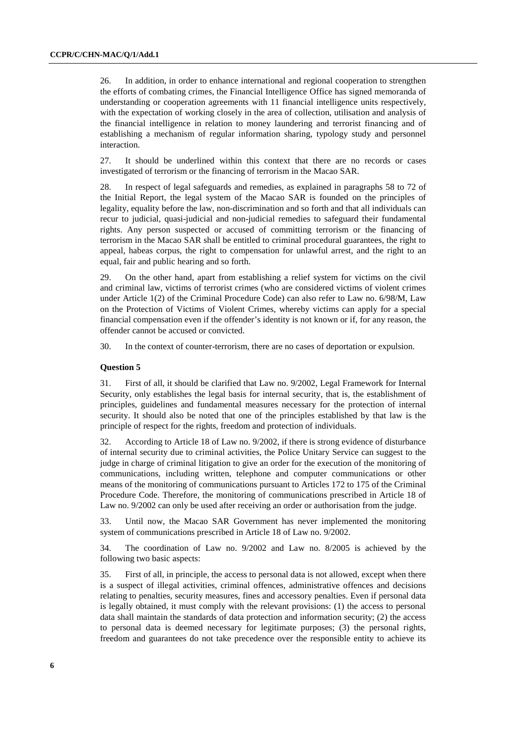26. In addition, in order to enhance international and regional cooperation to strengthen the efforts of combating crimes, the Financial Intelligence Office has signed memoranda of understanding or cooperation agreements with 11 financial intelligence units respectively, with the expectation of working closely in the area of collection, utilisation and analysis of the financial intelligence in relation to money laundering and terrorist financing and of establishing a mechanism of regular information sharing, typology study and personnel interaction.

27. It should be underlined within this context that there are no records or cases investigated of terrorism or the financing of terrorism in the Macao SAR.

28. In respect of legal safeguards and remedies, as explained in paragraphs 58 to 72 of the Initial Report, the legal system of the Macao SAR is founded on the principles of legality, equality before the law, non-discrimination and so forth and that all individuals can recur to judicial, quasi-judicial and non-judicial remedies to safeguard their fundamental rights. Any person suspected or accused of committing terrorism or the financing of terrorism in the Macao SAR shall be entitled to criminal procedural guarantees, the right to appeal, habeas corpus, the right to compensation for unlawful arrest, and the right to an equal, fair and public hearing and so forth.

29. On the other hand, apart from establishing a relief system for victims on the civil and criminal law, victims of terrorist crimes (who are considered victims of violent crimes under Article 1(2) of the Criminal Procedure Code) can also refer to Law no. 6/98/M, Law on the Protection of Victims of Violent Crimes, whereby victims can apply for a special financial compensation even if the offender's identity is not known or if, for any reason, the offender cannot be accused or convicted.

30. In the context of counter-terrorism, there are no cases of deportation or expulsion.

**Question 5**

31. First of all, it should be clarified that Law no. 9/2002, Legal Framework for Internal Security, only establishes the legal basis for internal security, that is, the establishment of principles, guidelines and fundamental measures necessary for the protection of internal security. It should also be noted that one of the principles established by that law is the principle of respect for the rights, freedom and protection of individuals.

32. According to Article 18 of Law no. 9/2002, if there is strong evidence of disturbance of internal security due to criminal activities, the Police Unitary Service can suggest to the judge in charge of criminal litigation to give an order for the execution of the monitoring of communications, including written, telephone and computer communications or other means of the monitoring of communications pursuant to Articles 172 to 175 of the Criminal Procedure Code. Therefore, the monitoring of communications prescribed in Article 18 of Law no. 9/2002 can only be used after receiving an order or authorisation from the judge.

33. Until now, the Macao SAR Government has never implemented the monitoring system of communications prescribed in Article 18 of Law no. 9/2002.

34. The coordination of Law no. 9/2002 and Law no. 8/2005 is achieved by the following two basic aspects:

35. First of all, in principle, the access to personal data is not allowed, except when there is a suspect of illegal activities, criminal offences, administrative offences and decisions relating to penalties, security measures, fines and accessory penalties. Even if personal data is legally obtained, it must comply with the relevant provisions: (1) the access to personal data shall maintain the standards of data protection and information security; (2) the access to personal data is deemed necessary for legitimate purposes; (3) the personal rights, freedom and guarantees do not take precedence over the responsible entity to achieve its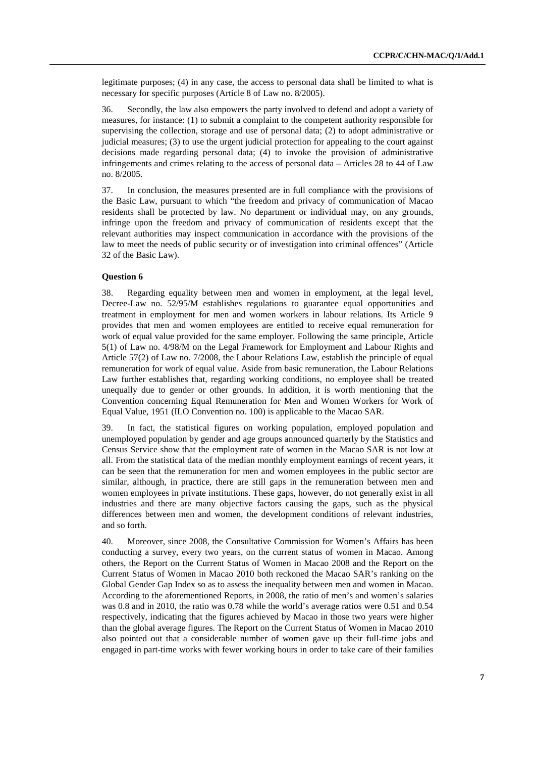legitimate purposes; (4) in any case, the access to personal data shall be limited to what is necessary for specific purposes (Article 8 of Law no. 8/2005).

36. Secondly, the law also empowers the party involved to defend and adopt a variety of measures, for instance: (1) to submit a complaint to the competent authority responsible for supervising the collection, storage and use of personal data; (2) to adopt administrative or judicial measures; (3) to use the urgent judicial protection for appealing to the court against decisions made regarding personal data; (4) to invoke the provision of administrative infringements and crimes relating to the access of personal data – Articles 28 to 44 of Law no. 8/2005.

37. In conclusion, the measures presented are in full compliance with the provisions of the Basic Law, pursuant to which "the freedom and privacy of communication of Macao residents shall be protected by law. No department or individual may, on any grounds, infringe upon the freedom and privacy of communication of residents except that the relevant authorities may inspect communication in accordance with the provisions of the law to meet the needs of public security or of investigation into criminal offences" (Article 32 of the Basic Law).

### Question 6

38. Regarding equality between men and women in employment, at the legal level, Decree-Law no. 52/95/M establishes regulations to guarantee equal opportunities and treatment in employment for men and women workers in labour relations. Its Article 9 provides that men and women employees are entitled to receive equal remuneration for work of equal value provided for the same employer. Following the same principle, Article 5(1) of Law no. 4/98/M on the Legal Framework for Employment and Labour Rights and Article 57(2) of Law no. 7/2008, the Labour Relations Law, establish the principle of equal remuneration for work of equal value. Aside from basic remuneration, the Labour Relations Law further establishes that, regarding working conditions, no employee shall be treated unequally due to gender or other grounds. In addition, it is worth mentioning that the Convention concerning Equal Remuneration for Men and Women Workers for Work of Equal Value, 1951 (ILO Convention no. 100) is applicable to the Macao SAR.

39. In fact, the statistical figures on working population, employed population and unemployed population by gender and age groups announced quarterly by the Statistics and Census Service show that the employment rate of women in the Macao SAR is not low at all. From the statistical data of the median monthly employment earnings of recent years, it can be seen that the remuneration for men and women employees in the public sector are similar, although, in practice, there are still gaps in the remuneration between men and women employees in private institutions. These gaps, however, do not generally exist in all industries and there are many objective factors causing the gaps, such as the physical differences between men and women, the development conditions of relevant industries, and so forth.

40. Moreover, since 2008, the Consultative Commission for Women's Affairs has been conducting a survey, every two years, on the current status of women in Macao. Among others, the Report on the Current Status of Women in Macao 2008 and the Report on the Current Status of Women in Macao 2010 both reckoned the Macao SAR's ranking on the Global Gender Gap Index so as to assess the inequality between men and women in Macao. According to the aforementioned Reports, in 2008, the ratio of men's and women's salaries was 0.8 and in 2010, the ratio was 0.78 while the world's average ratios were 0.51 and 0.54 respectively, indicating that the figures achieved by Macao in those two years were higher than the global average figures. The Report on the Current Status of Women in Macao 2010 also pointed out that a considerable number of women gave up their full-time jobs and engaged in part-time works with fewer working hours in order to take care of their families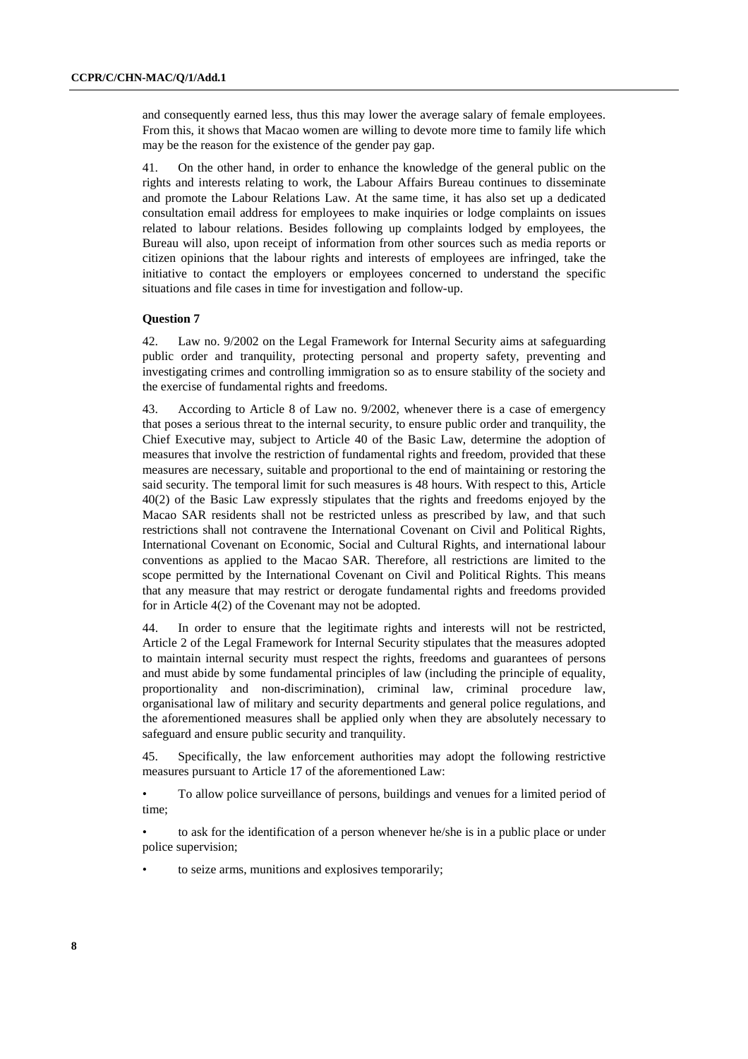and consequently earned less, thus this may lower the average salary of female employees. From this, it shows that Macao women are willing to devote more time to family life which may be the reason for the existence of the gender pay gap.

41. On the other hand, in order to enhance the knowledge of the general public on the rights and interests relating to work, the Labour Affairs Bureau continues to disseminate and promote the Labour Relations Law. At the same time, it has also set up a dedicated consultation email address for employees to make inquiries or lodge complaints on issues related to labour relations. Besides following up complaints lodged by employees, the Bureau will also, upon receipt of information from other sources such as media reports or citizen opinions that the labour rights and interests of employees are infringed, take the initiative to contact the employers or employees concerned to understand the specific situations and file cases in time for investigation and follow-up.

**Question 7**

42. Law no. 9/2002 on the Legal Framework for Internal Security aims at safeguarding public order and tranquility, protecting personal and property safety, preventing and investigating crimes and controlling immigration so as to ensure stability of the society and the exercise of fundamental rights and freedoms.

43. According to Article 8 of Law no. 9/2002, whenever there is a case of emergency that poses a serious threat to the internal security, to ensure public order and tranquility, the Chief Executive may, subject to Article 40 of the Basic Law, determine the adoption of measures that involve the restriction of fundamental rights and freedom, provided that these measures are necessary, suitable and proportional to the end of maintaining or restoring the said security. The temporal limit for such measures is 48 hours. With respect to this, Article 40(2) of the Basic Law expressly stipulates that the rights and freedoms enjoyed by the Macao SAR residents shall not be restricted unless as prescribed by law, and that such restrictions shall not contravene the International Covenant on Civil and Political Rights, International Covenant on Economic, Social and Cultural Rights, and international labour conventions as applied to the Macao SAR. Therefore, all restrictions are limited to the scope permitted by the International Covenant on Civil and Political Rights. This means that any measure that may restrict or derogate fundamental rights and freedoms provided for in Article 4(2) of the Covenant may not be adopted.

44. In order to ensure that the legitimate rights and interests will not be restricted, Article 2 of the Legal Framework for Internal Security stipulates that the measures adopted to maintain internal security must respect the rights, freedoms and guarantees of persons and must abide by some fundamental principles of law (including the principle of equality, proportionality and non-discrimination), criminal law, criminal procedure law, organisational law of military and security departments and general police regulations, and the aforementioned measures shall be applied only when they are absolutely necessary to safeguard and ensure public security and tranquility.

45. Specifically, the law enforcement authorities may adopt the following restrictive measures pursuant to Article 17 of the aforementioned Law:

- To allow police surveillance of persons, buildings and venues for a limited period of time;
- to ask for the identification of a person whenever he/she is in a public place or under police supervision;
- to seize arms, munitions and explosives temporarily;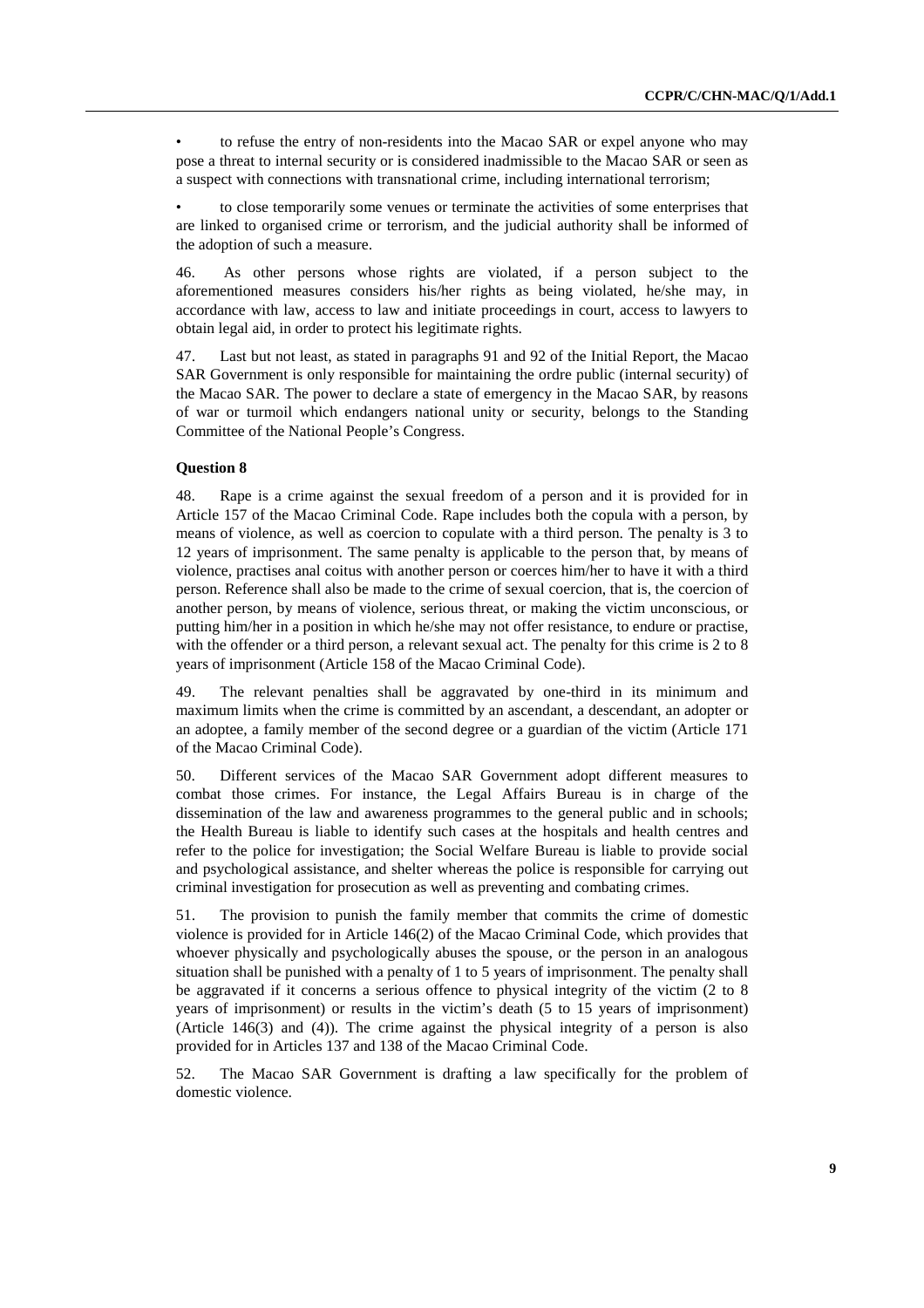- to refuse the entry of non-residents into the Macao SAR or expel anyone who may pose a threat to internal security or is considered inadmissible to the Macao SAR or seen as a suspect with connections with transnational crime, including international terrorism;

- to close temporarily some venues or terminate the activities of some enterprises that are linked to organised crime or terrorism, and the judicial authority shall be informed of the adoption of such a measure.

46. As other persons whose rights are violated, if a person subject to the aforementioned measures considers his/her rights as being violated, he/she may, in accordance with law, access to law and initiate proceedings in court, access to lawyers to obtain legal aid, in order to protect his legitimate rights.

47. Last but not least, as stated in paragraphs 91 and 92 of the Initial Report, the Macao SAR Government is only responsible for maintaining the ordre public (internal security) of the Macao SAR. The power to declare a state of emergency in the Macao SAR, by reasons of war or turmoil which endangers national unity or security, belongs to the Standing Committee of the National People's Congress.

**Question 8**

48. Rape is a crime against the sexual freedom of a person and it is provided for in Article 157 of the Macao Criminal Code. Rape includes both the copula with a person, by means of violence, as well as coercion to copulate with a third person. The penalty is 3 to 12 years of imprisonment. The same penalty is applicable to the person that, by means of violence, practises anal coitus with another person or coerces him/her to have it with a third person. Reference shall also be made to the crime of sexual coercion, that is, the coercion of another person, by means of violence, serious threat, or making the victim unconscious, or putting him/her in a position in which he/she may not offer resistance, to endure or practise, with the offender or a third person, a relevant sexual act. The penalty for this crime is 2 to 8 years of imprisonment (Article 158 of the Macao Criminal Code).

49. The relevant penalties shall be aggravated by one-third in its minimum and maximum limits when the crime is committed by an ascendant, a descendant, an adopter or an adoptee, a family member of the second degree or a guardian of the victim (Article 171 of the Macao Criminal Code).

50. Different services of the Macao SAR Government adopt different measures to combat those crimes. For instance, the Legal Affairs Bureau is in charge of the dissemination of the law and awareness programmes to the general public and in schools; the Health Bureau is liable to identify such cases at the hospitals and health centres and refer to the police for investigation; the Social Welfare Bureau is liable to provide social and psychological assistance, and shelter whereas the police is responsible for carrying out criminal investigation for prosecution as well as preventing and combating crimes.

51. The provision to punish the family member that commits the crime of domestic violence is provided for in Article 146(2) of the Macao Criminal Code, which provides that whoever physically and psychologically abuses the spouse, or the person in an analogous situation shall be punished with a penalty of 1 to 5 years of imprisonment. The penalty shall be aggravated if it concerns a serious offence to physical integrity of the victim (2 to 8 years of imprisonment) or results in the victim's death (5 to 15 years of imprisonment) (Article 146(3) and (4)). The crime against the physical integrity of a person is also provided for in Articles 137 and 138 of the Macao Criminal Code.

52. The Macao SAR Government is drafting a law specifically for the problem of domestic violence.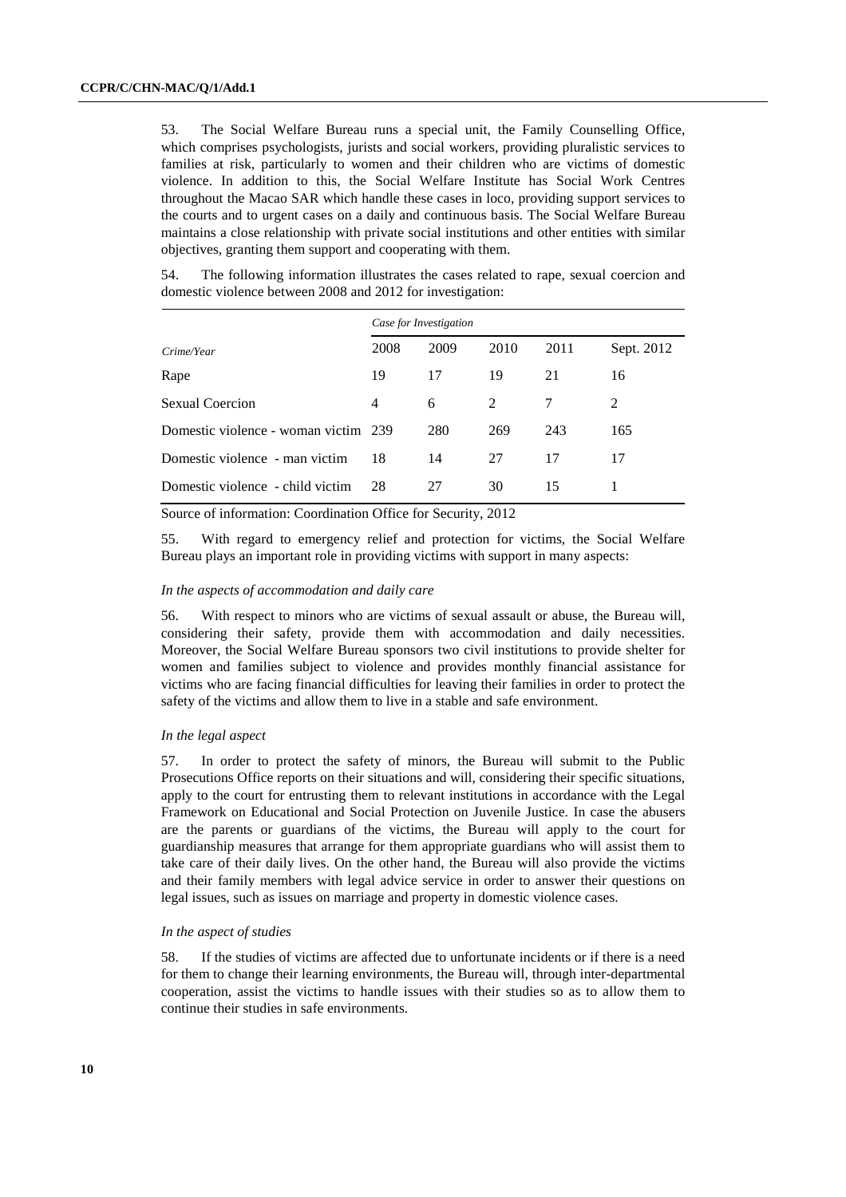53. The Social Welfare Bureau runs a special unit, the Family Counselling Office, which comprises psychologists, jurists and social workers, providing pluralistic services to families at risk, particularly to women and their children who are victims of domestic violence. In addition to this, the Social Welfare Institute has Social Work Centres throughout the Macao SAR which handle these cases in loco, providing support services to the courts and to urgent cases on a daily and continuous basis. The Social Welfare Bureau maintains a close relationship with private social institutions and other entities with similar objectives, granting them support and cooperating with them.

54. The following information illustrates the cases related to rape, sexual coercion and domestic violence between 2008 and 2012 for investigation:

| | *Case for Investigation* | | | | |
|---|---|---|---|---|---|
| *Crime/Year* | 2008 | 2009 | 2010 | 2011 | Sept. 2012 |
| Rape | 19 | 17 | 19 | 21 | 16 |
| Sexual Coercion | 4 | 6 | 2 | 7 | 2 |
| Domestic violence - woman victim | 239 | 280 | 269 | 243 | 165 |
| Domestic violence - man victim | 18 | 14 | 27 | 17 | 17 |
| Domestic violence - child victim | 28 | 27 | 30 | 15 | 1 |

Source of information: Coordination Office for Security, 2012

55. With regard to emergency relief and protection for victims, the Social Welfare Bureau plays an important role in providing victims with support in many aspects:

*In the aspects of accommodation and daily care*

56. With respect to minors who are victims of sexual assault or abuse, the Bureau will, considering their safety, provide them with accommodation and daily necessities. Moreover, the Social Welfare Bureau sponsors two civil institutions to provide shelter for women and families subject to violence and provides monthly financial assistance for victims who are facing financial difficulties for leaving their families in order to protect the safety of the victims and allow them to live in a stable and safe environment.

*In the legal aspect*

57. In order to protect the safety of minors, the Bureau will submit to the Public Prosecutions Office reports on their situations and will, considering their specific situations, apply to the court for entrusting them to relevant institutions in accordance with the Legal Framework on Educational and Social Protection on Juvenile Justice. In case the abusers are the parents or guardians of the victims, the Bureau will apply to the court for guardianship measures that arrange for them appropriate guardians who will assist them to take care of their daily lives. On the other hand, the Bureau will also provide the victims and their family members with legal advice service in order to answer their questions on legal issues, such as issues on marriage and property in domestic violence cases.

*In the aspect of studies*

58. If the studies of victims are affected due to unfortunate incidents or if there is a need for them to change their learning environments, the Bureau will, through inter-departmental cooperation, assist the victims to handle issues with their studies so as to allow them to continue their studies in safe environments.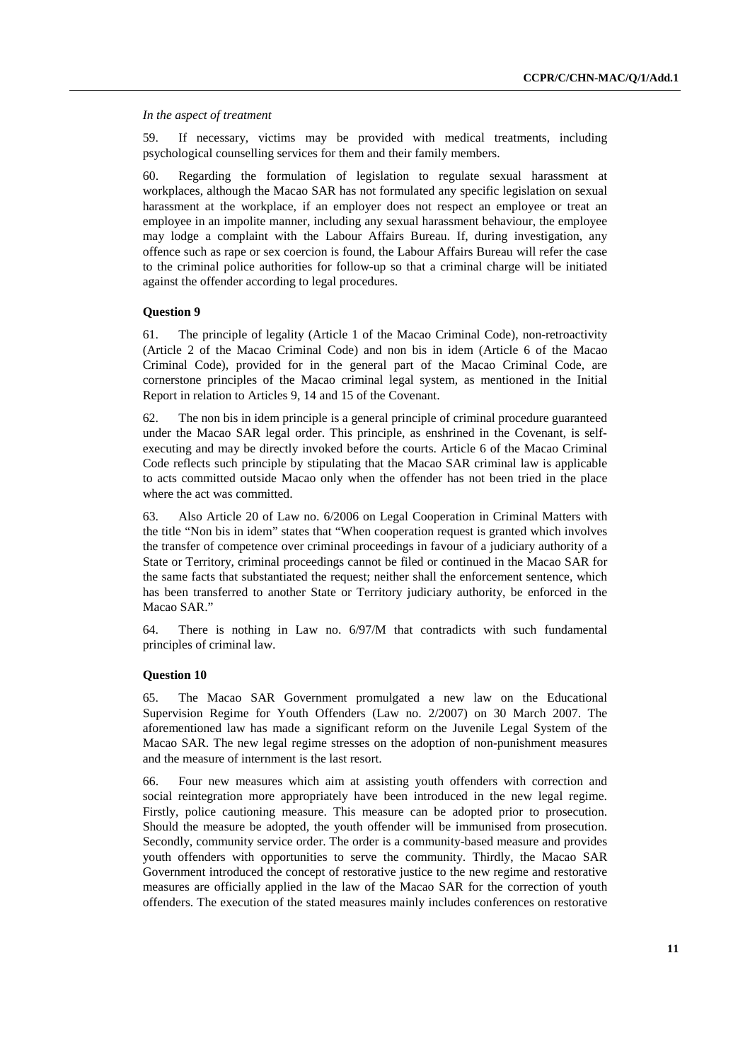*In the aspect of treatment*

59. If necessary, victims may be provided with medical treatments, including psychological counselling services for them and their family members.

60. Regarding the formulation of legislation to regulate sexual harassment at workplaces, although the Macao SAR has not formulated any specific legislation on sexual harassment at the workplace, if an employer does not respect an employee or treat an employee in an impolite manner, including any sexual harassment behaviour, the employee may lodge a complaint with the Labour Affairs Bureau. If, during investigation, any offence such as rape or sex coercion is found, the Labour Affairs Bureau will refer the case to the criminal police authorities for follow-up so that a criminal charge will be initiated against the offender according to legal procedures.

**Question 9**

61. The principle of legality (Article 1 of the Macao Criminal Code), non-retroactivity (Article 2 of the Macao Criminal Code) and non bis in idem (Article 6 of the Macao Criminal Code), provided for in the general part of the Macao Criminal Code, are cornerstone principles of the Macao criminal legal system, as mentioned in the Initial Report in relation to Articles 9, 14 and 15 of the Covenant.

62. The non bis in idem principle is a general principle of criminal procedure guaranteed under the Macao SAR legal order. This principle, as enshrined in the Covenant, is self-executing and may be directly invoked before the courts. Article 6 of the Macao Criminal Code reflects such principle by stipulating that the Macao SAR criminal law is applicable to acts committed outside Macao only when the offender has not been tried in the place where the act was committed.

63. Also Article 20 of Law no. 6/2006 on Legal Cooperation in Criminal Matters with the title "Non bis in idem" states that "When cooperation request is granted which involves the transfer of competence over criminal proceedings in favour of a judiciary authority of a State or Territory, criminal proceedings cannot be filed or continued in the Macao SAR for the same facts that substantiated the request; neither shall the enforcement sentence, which has been transferred to another State or Territory judiciary authority, be enforced in the Macao SAR."

64. There is nothing in Law no. 6/97/M that contradicts with such fundamental principles of criminal law.

**Question 10**

65. The Macao SAR Government promulgated a new law on the Educational Supervision Regime for Youth Offenders (Law no. 2/2007) on 30 March 2007. The aforementioned law has made a significant reform on the Juvenile Legal System of the Macao SAR. The new legal regime stresses on the adoption of non-punishment measures and the measure of internment is the last resort.

66. Four new measures which aim at assisting youth offenders with correction and social reintegration more appropriately have been introduced in the new legal regime. Firstly, police cautioning measure. This measure can be adopted prior to prosecution. Should the measure be adopted, the youth offender will be immunised from prosecution. Secondly, community service order. The order is a community-based measure and provides youth offenders with opportunities to serve the community. Thirdly, the Macao SAR Government introduced the concept of restorative justice to the new regime and restorative measures are officially applied in the law of the Macao SAR for the correction of youth offenders. The execution of the stated measures mainly includes conferences on restorative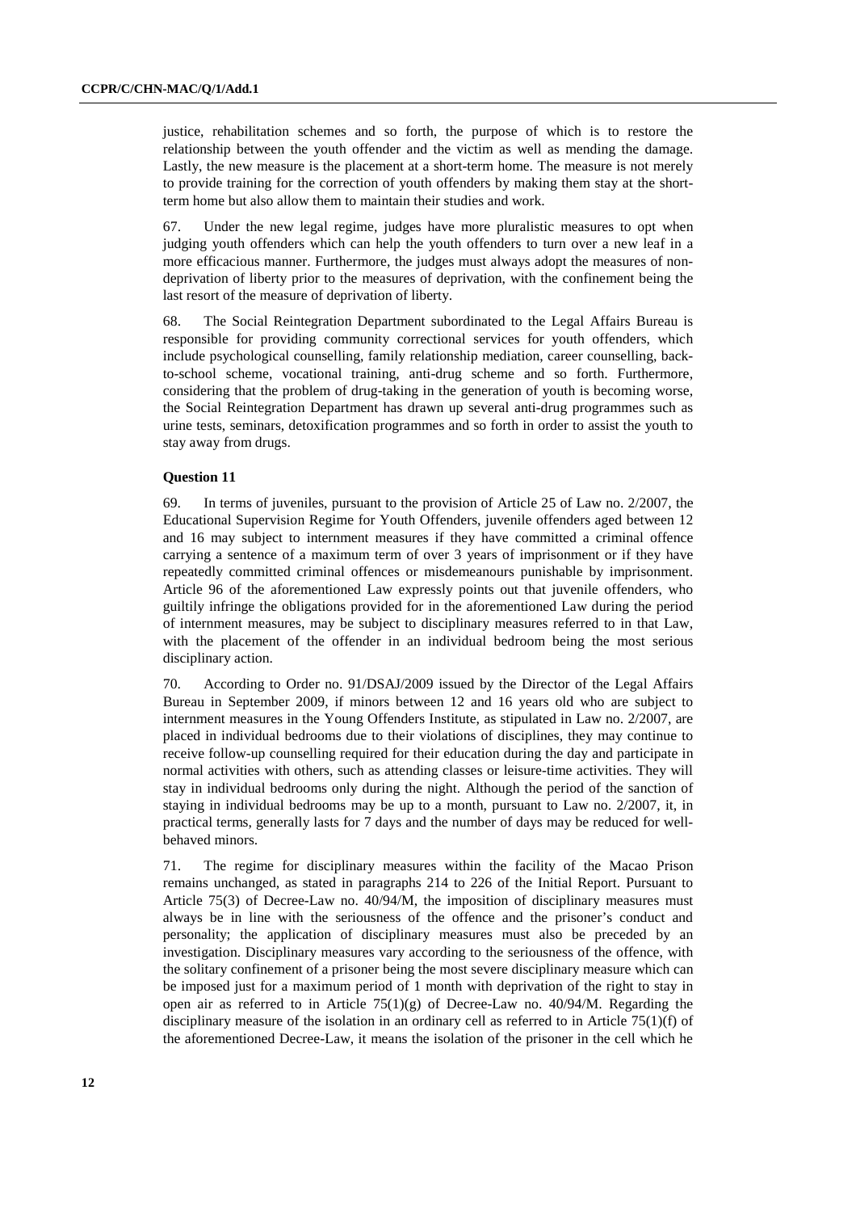justice, rehabilitation schemes and so forth, the purpose of which is to restore the relationship between the youth offender and the victim as well as mending the damage. Lastly, the new measure is the placement at a short-term home. The measure is not merely to provide training for the correction of youth offenders by making them stay at the short-term home but also allow them to maintain their studies and work.

67. Under the new legal regime, judges have more pluralistic measures to opt when judging youth offenders which can help the youth offenders to turn over a new leaf in a more efficacious manner. Furthermore, the judges must always adopt the measures of non-deprivation of liberty prior to the measures of deprivation, with the confinement being the last resort of the measure of deprivation of liberty.

68. The Social Reintegration Department subordinated to the Legal Affairs Bureau is responsible for providing community correctional services for youth offenders, which include psychological counselling, family relationship mediation, career counselling, back-to-school scheme, vocational training, anti-drug scheme and so forth. Furthermore, considering that the problem of drug-taking in the generation of youth is becoming worse, the Social Reintegration Department has drawn up several anti-drug programmes such as urine tests, seminars, detoxification programmes and so forth in order to assist the youth to stay away from drugs.

**Question 11**

69. In terms of juveniles, pursuant to the provision of Article 25 of Law no. 2/2007, the Educational Supervision Regime for Youth Offenders, juvenile offenders aged between 12 and 16 may subject to internment measures if they have committed a criminal offence carrying a sentence of a maximum term of over 3 years of imprisonment or if they have repeatedly committed criminal offences or misdemeanours punishable by imprisonment. Article 96 of the aforementioned Law expressly points out that juvenile offenders, who guiltily infringe the obligations provided for in the aforementioned Law during the period of internment measures, may be subject to disciplinary measures referred to in that Law, with the placement of the offender in an individual bedroom being the most serious disciplinary action.

70. According to Order no. 91/DSAJ/2009 issued by the Director of the Legal Affairs Bureau in September 2009, if minors between 12 and 16 years old who are subject to internment measures in the Young Offenders Institute, as stipulated in Law no. 2/2007, are placed in individual bedrooms due to their violations of disciplines, they may continue to receive follow-up counselling required for their education during the day and participate in normal activities with others, such as attending classes or leisure-time activities. They will stay in individual bedrooms only during the night. Although the period of the sanction of staying in individual bedrooms may be up to a month, pursuant to Law no. 2/2007, it, in practical terms, generally lasts for 7 days and the number of days may be reduced for well-behaved minors.

71. The regime for disciplinary measures within the facility of the Macao Prison remains unchanged, as stated in paragraphs 214 to 226 of the Initial Report. Pursuant to Article 75(3) of Decree-Law no. 40/94/M, the imposition of disciplinary measures must always be in line with the seriousness of the offence and the prisoner's conduct and personality; the application of disciplinary measures must also be preceded by an investigation. Disciplinary measures vary according to the seriousness of the offence, with the solitary confinement of a prisoner being the most severe disciplinary measure which can be imposed just for a maximum period of 1 month with deprivation of the right to stay in open air as referred to in Article 75(1)(g) of Decree-Law no. 40/94/M. Regarding the disciplinary measure of the isolation in an ordinary cell as referred to in Article 75(1)(f) of the aforementioned Decree-Law, it means the isolation of the prisoner in the cell which he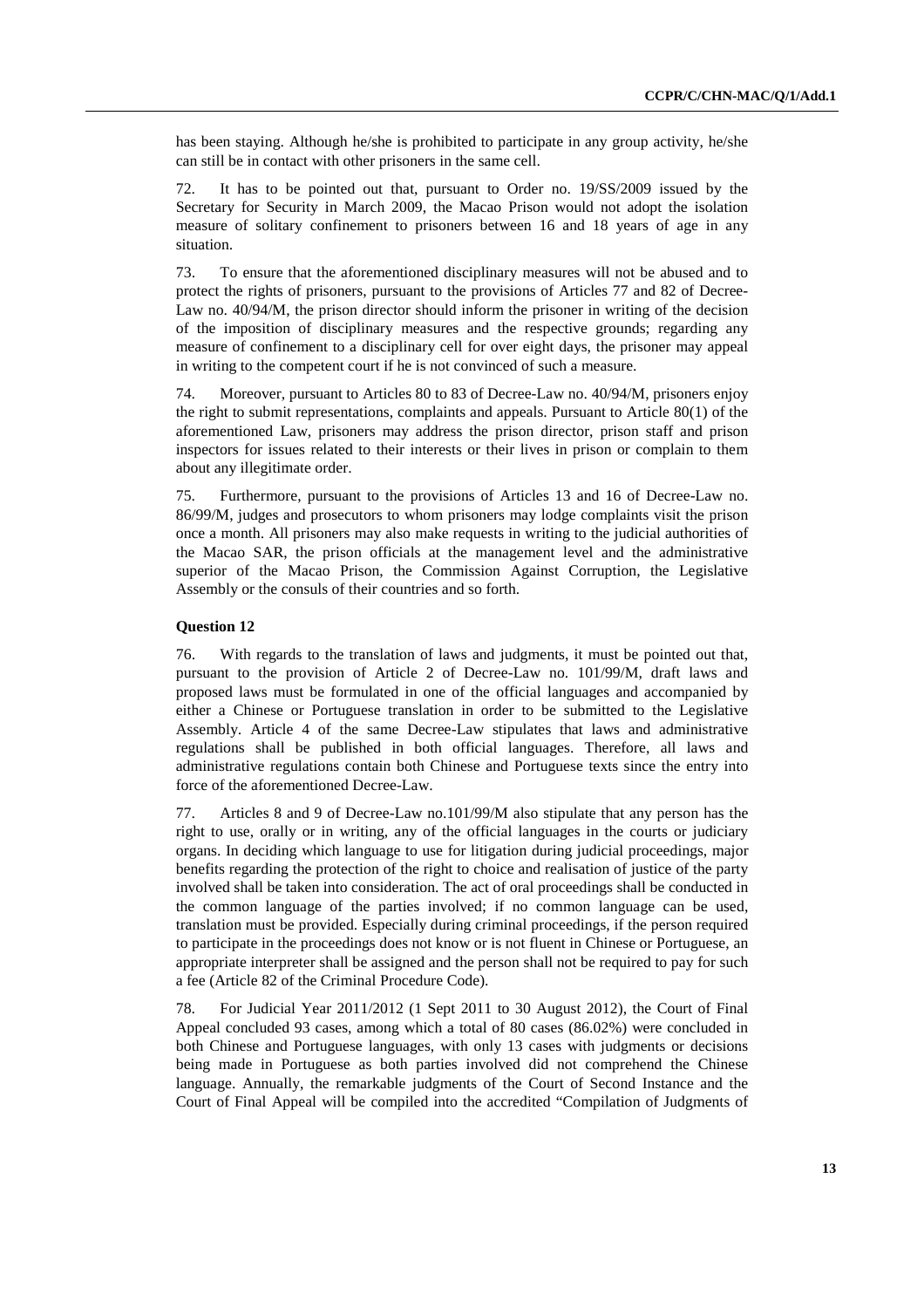has been staying. Although he/she is prohibited to participate in any group activity, he/she can still be in contact with other prisoners in the same cell.

72. It has to be pointed out that, pursuant to Order no. 19/SS/2009 issued by the Secretary for Security in March 2009, the Macao Prison would not adopt the isolation measure of solitary confinement to prisoners between 16 and 18 years of age in any situation.

73. To ensure that the aforementioned disciplinary measures will not be abused and to protect the rights of prisoners, pursuant to the provisions of Articles 77 and 82 of Decree-Law no. 40/94/M, the prison director should inform the prisoner in writing of the decision of the imposition of disciplinary measures and the respective grounds; regarding any measure of confinement to a disciplinary cell for over eight days, the prisoner may appeal in writing to the competent court if he is not convinced of such a measure.

74. Moreover, pursuant to Articles 80 to 83 of Decree-Law no. 40/94/M, prisoners enjoy the right to submit representations, complaints and appeals. Pursuant to Article 80(1) of the aforementioned Law, prisoners may address the prison director, prison staff and prison inspectors for issues related to their interests or their lives in prison or complain to them about any illegitimate order.

75. Furthermore, pursuant to the provisions of Articles 13 and 16 of Decree-Law no. 86/99/M, judges and prosecutors to whom prisoners may lodge complaints visit the prison once a month. All prisoners may also make requests in writing to the judicial authorities of the Macao SAR, the prison officials at the management level and the administrative superior of the Macao Prison, the Commission Against Corruption, the Legislative Assembly or the consuls of their countries and so forth.

**Question 12**

76. With regards to the translation of laws and judgments, it must be pointed out that, pursuant to the provision of Article 2 of Decree-Law no. 101/99/M, draft laws and proposed laws must be formulated in one of the official languages and accompanied by either a Chinese or Portuguese translation in order to be submitted to the Legislative Assembly. Article 4 of the same Decree-Law stipulates that laws and administrative regulations shall be published in both official languages. Therefore, all laws and administrative regulations contain both Chinese and Portuguese texts since the entry into force of the aforementioned Decree-Law.

77. Articles 8 and 9 of Decree-Law no.101/99/M also stipulate that any person has the right to use, orally or in writing, any of the official languages in the courts or judiciary organs. In deciding which language to use for litigation during judicial proceedings, major benefits regarding the protection of the right to choice and realisation of justice of the party involved shall be taken into consideration. The act of oral proceedings shall be conducted in the common language of the parties involved; if no common language can be used, translation must be provided. Especially during criminal proceedings, if the person required to participate in the proceedings does not know or is not fluent in Chinese or Portuguese, an appropriate interpreter shall be assigned and the person shall not be required to pay for such a fee (Article 82 of the Criminal Procedure Code).

78. For Judicial Year 2011/2012 (1 Sept 2011 to 30 August 2012), the Court of Final Appeal concluded 93 cases, among which a total of 80 cases (86.02%) were concluded in both Chinese and Portuguese languages, with only 13 cases with judgments or decisions being made in Portuguese as both parties involved did not comprehend the Chinese language. Annually, the remarkable judgments of the Court of Second Instance and the Court of Final Appeal will be compiled into the accredited "Compilation of Judgments of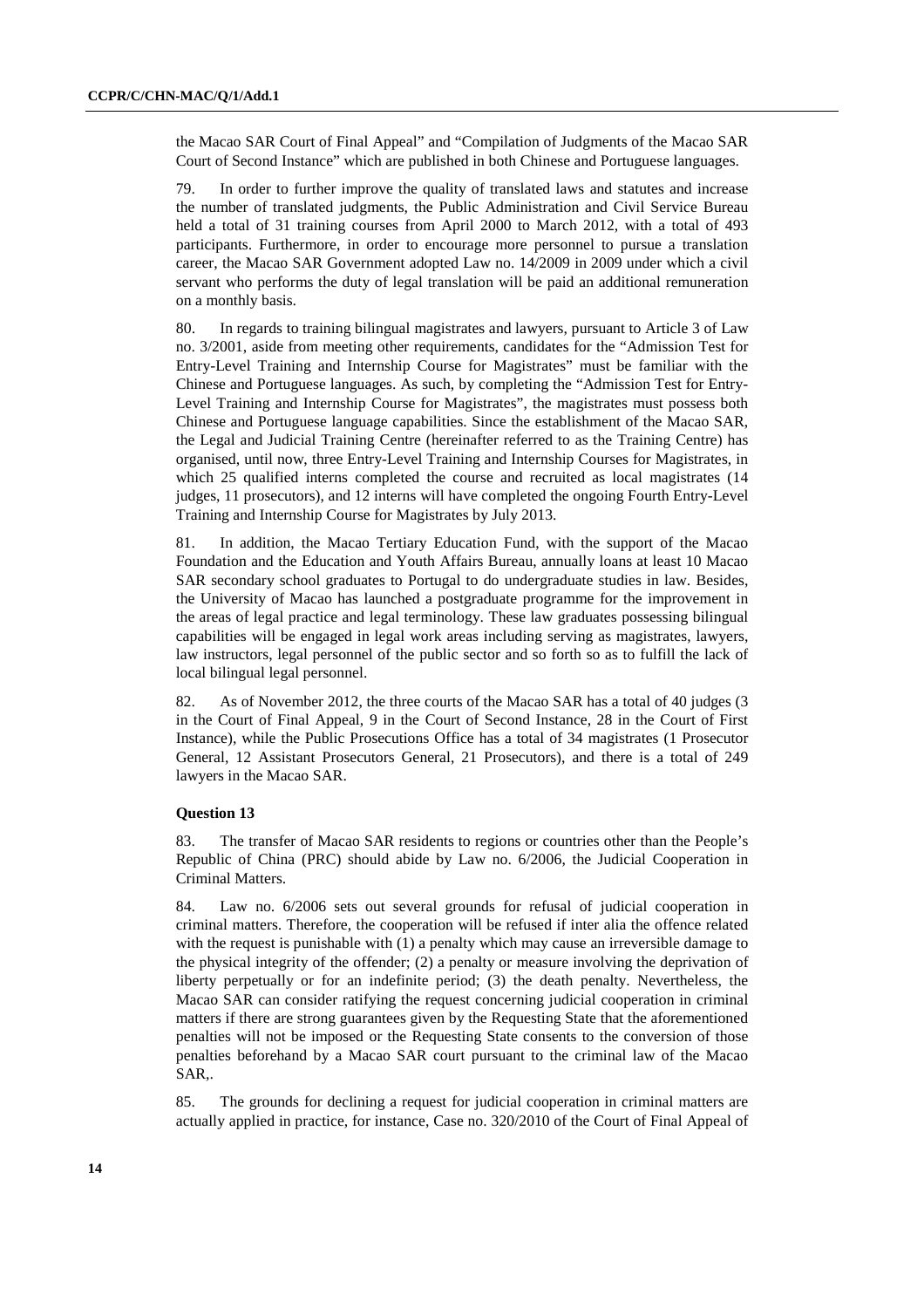the Macao SAR Court of Final Appeal" and "Compilation of Judgments of the Macao SAR Court of Second Instance" which are published in both Chinese and Portuguese languages.

79. In order to further improve the quality of translated laws and statutes and increase the number of translated judgments, the Public Administration and Civil Service Bureau held a total of 31 training courses from April 2000 to March 2012, with a total of 493 participants. Furthermore, in order to encourage more personnel to pursue a translation career, the Macao SAR Government adopted Law no. 14/2009 in 2009 under which a civil servant who performs the duty of legal translation will be paid an additional remuneration on a monthly basis.

80. In regards to training bilingual magistrates and lawyers, pursuant to Article 3 of Law no. 3/2001, aside from meeting other requirements, candidates for the "Admission Test for Entry-Level Training and Internship Course for Magistrates" must be familiar with the Chinese and Portuguese languages. As such, by completing the "Admission Test for Entry-Level Training and Internship Course for Magistrates", the magistrates must possess both Chinese and Portuguese language capabilities. Since the establishment of the Macao SAR, the Legal and Judicial Training Centre (hereinafter referred to as the Training Centre) has organised, until now, three Entry-Level Training and Internship Courses for Magistrates, in which 25 qualified interns completed the course and recruited as local magistrates (14 judges, 11 prosecutors), and 12 interns will have completed the ongoing Fourth Entry-Level Training and Internship Course for Magistrates by July 2013.

81. In addition, the Macao Tertiary Education Fund, with the support of the Macao Foundation and the Education and Youth Affairs Bureau, annually loans at least 10 Macao SAR secondary school graduates to Portugal to do undergraduate studies in law. Besides, the University of Macao has launched a postgraduate programme for the improvement in the areas of legal practice and legal terminology. These law graduates possessing bilingual capabilities will be engaged in legal work areas including serving as magistrates, lawyers, law instructors, legal personnel of the public sector and so forth so as to fulfill the lack of local bilingual legal personnel.

82. As of November 2012, the three courts of the Macao SAR has a total of 40 judges (3 in the Court of Final Appeal, 9 in the Court of Second Instance, 28 in the Court of First Instance), while the Public Prosecutions Office has a total of 34 magistrates (1 Prosecutor General, 12 Assistant Prosecutors General, 21 Prosecutors), and there is a total of 249 lawyers in the Macao SAR.

**Question 13**

83. The transfer of Macao SAR residents to regions or countries other than the People's Republic of China (PRC) should abide by Law no. 6/2006, the Judicial Cooperation in Criminal Matters.

84. Law no. 6/2006 sets out several grounds for refusal of judicial cooperation in criminal matters. Therefore, the cooperation will be refused if inter alia the offence related with the request is punishable with (1) a penalty which may cause an irreversible damage to the physical integrity of the offender; (2) a penalty or measure involving the deprivation of liberty perpetually or for an indefinite period; (3) the death penalty. Nevertheless, the Macao SAR can consider ratifying the request concerning judicial cooperation in criminal matters if there are strong guarantees given by the Requesting State that the aforementioned penalties will not be imposed or the Requesting State consents to the conversion of those penalties beforehand by a Macao SAR court pursuant to the criminal law of the Macao SAR,.

85. The grounds for declining a request for judicial cooperation in criminal matters are actually applied in practice, for instance, Case no. 320/2010 of the Court of Final Appeal of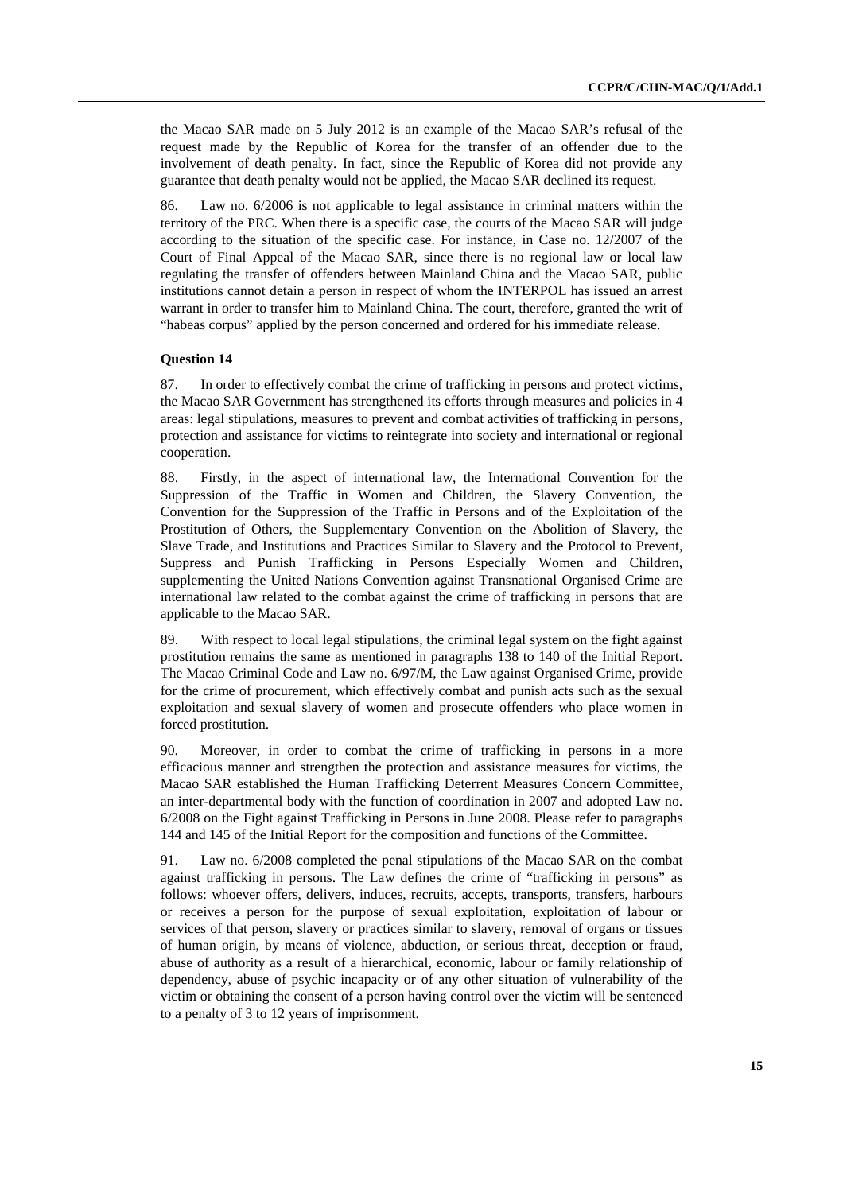the Macao SAR made on 5 July 2012 is an example of the Macao SAR's refusal of the request made by the Republic of Korea for the transfer of an offender due to the involvement of death penalty. In fact, since the Republic of Korea did not provide any guarantee that death penalty would not be applied, the Macao SAR declined its request.

86. Law no. 6/2006 is not applicable to legal assistance in criminal matters within the territory of the PRC. When there is a specific case, the courts of the Macao SAR will judge according to the situation of the specific case. For instance, in Case no. 12/2007 of the Court of Final Appeal of the Macao SAR, since there is no regional law or local law regulating the transfer of offenders between Mainland China and the Macao SAR, public institutions cannot detain a person in respect of whom the INTERPOL has issued an arrest warrant in order to transfer him to Mainland China. The court, therefore, granted the writ of "habeas corpus" applied by the person concerned and ordered for his immediate release.

### Question 14

87. In order to effectively combat the crime of trafficking in persons and protect victims, the Macao SAR Government has strengthened its efforts through measures and policies in 4 areas: legal stipulations, measures to prevent and combat activities of trafficking in persons, protection and assistance for victims to reintegrate into society and international or regional cooperation.

88. Firstly, in the aspect of international law, the International Convention for the Suppression of the Traffic in Women and Children, the Slavery Convention, the Convention for the Suppression of the Traffic in Persons and of the Exploitation of the Prostitution of Others, the Supplementary Convention on the Abolition of Slavery, the Slave Trade, and Institutions and Practices Similar to Slavery and the Protocol to Prevent, Suppress and Punish Trafficking in Persons Especially Women and Children, supplementing the United Nations Convention against Transnational Organised Crime are international law related to the combat against the crime of trafficking in persons that are applicable to the Macao SAR.

89. With respect to local legal stipulations, the criminal legal system on the fight against prostitution remains the same as mentioned in paragraphs 138 to 140 of the Initial Report. The Macao Criminal Code and Law no. 6/97/M, the Law against Organised Crime, provide for the crime of procurement, which effectively combat and punish acts such as the sexual exploitation and sexual slavery of women and prosecute offenders who place women in forced prostitution.

90. Moreover, in order to combat the crime of trafficking in persons in a more efficacious manner and strengthen the protection and assistance measures for victims, the Macao SAR established the Human Trafficking Deterrent Measures Concern Committee, an inter-departmental body with the function of coordination in 2007 and adopted Law no. 6/2008 on the Fight against Trafficking in Persons in June 2008. Please refer to paragraphs 144 and 145 of the Initial Report for the composition and functions of the Committee.

91. Law no. 6/2008 completed the penal stipulations of the Macao SAR on the combat against trafficking in persons. The Law defines the crime of "trafficking in persons" as follows: whoever offers, delivers, induces, recruits, accepts, transports, transfers, harbours or receives a person for the purpose of sexual exploitation, exploitation of labour or services of that person, slavery or practices similar to slavery, removal of organs or tissues of human origin, by means of violence, abduction, or serious threat, deception or fraud, abuse of authority as a result of a hierarchical, economic, labour or family relationship of dependency, abuse of psychic incapacity or of any other situation of vulnerability of the victim or obtaining the consent of a person having control over the victim will be sentenced to a penalty of 3 to 12 years of imprisonment.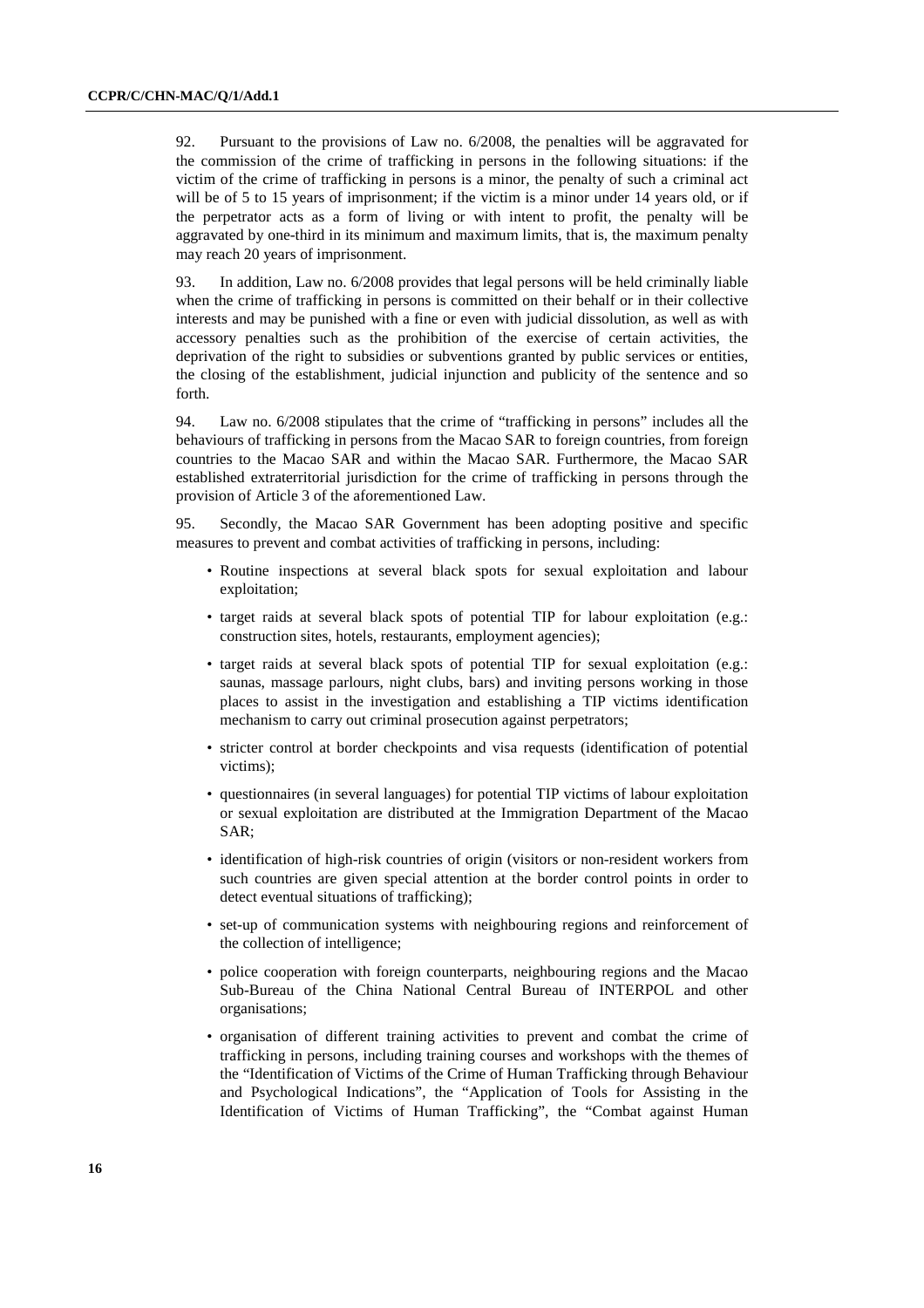92. Pursuant to the provisions of Law no. 6/2008, the penalties will be aggravated for the commission of the crime of trafficking in persons in the following situations: if the victim of the crime of trafficking in persons is a minor, the penalty of such a criminal act will be of 5 to 15 years of imprisonment; if the victim is a minor under 14 years old, or if the perpetrator acts as a form of living or with intent to profit, the penalty will be aggravated by one-third in its minimum and maximum limits, that is, the maximum penalty may reach 20 years of imprisonment.

93. In addition, Law no. 6/2008 provides that legal persons will be held criminally liable when the crime of trafficking in persons is committed on their behalf or in their collective interests and may be punished with a fine or even with judicial dissolution, as well as with accessory penalties such as the prohibition of the exercise of certain activities, the deprivation of the right to subsidies or subventions granted by public services or entities, the closing of the establishment, judicial injunction and publicity of the sentence and so forth.

94. Law no. 6/2008 stipulates that the crime of "trafficking in persons" includes all the behaviours of trafficking in persons from the Macao SAR to foreign countries, from foreign countries to the Macao SAR and within the Macao SAR. Furthermore, the Macao SAR established extraterritorial jurisdiction for the crime of trafficking in persons through the provision of Article 3 of the aforementioned Law.

95. Secondly, the Macao SAR Government has been adopting positive and specific measures to prevent and combat activities of trafficking in persons, including:

- Routine inspections at several black spots for sexual exploitation and labour exploitation;
- target raids at several black spots of potential TIP for labour exploitation (e.g.: construction sites, hotels, restaurants, employment agencies);
- target raids at several black spots of potential TIP for sexual exploitation (e.g.: saunas, massage parlours, night clubs, bars) and inviting persons working in those places to assist in the investigation and establishing a TIP victims identification mechanism to carry out criminal prosecution against perpetrators;
- stricter control at border checkpoints and visa requests (identification of potential victims);
- questionnaires (in several languages) for potential TIP victims of labour exploitation or sexual exploitation are distributed at the Immigration Department of the Macao SAR;
- identification of high-risk countries of origin (visitors or non-resident workers from such countries are given special attention at the border control points in order to detect eventual situations of trafficking);
- set-up of communication systems with neighbouring regions and reinforcement of the collection of intelligence;
- police cooperation with foreign counterparts, neighbouring regions and the Macao Sub-Bureau of the China National Central Bureau of INTERPOL and other organisations;
- organisation of different training activities to prevent and combat the crime of trafficking in persons, including training courses and workshops with the themes of the "Identification of Victims of the Crime of Human Trafficking through Behaviour and Psychological Indications", the "Application of Tools for Assisting in the Identification of Victims of Human Trafficking", the "Combat against Human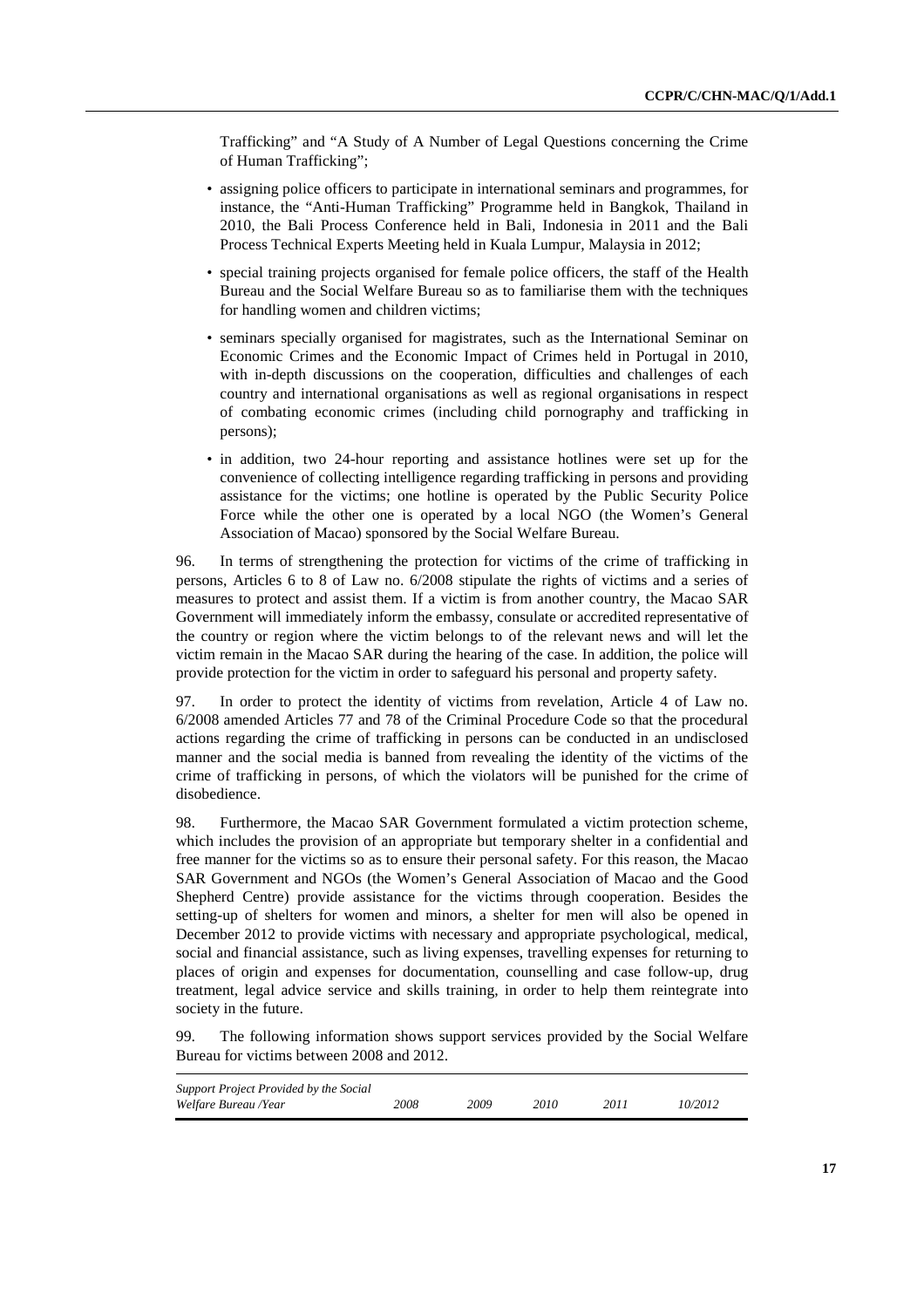Trafficking" and "A Study of A Number of Legal Questions concerning the Crime of Human Trafficking";

- assigning police officers to participate in international seminars and programmes, for instance, the "Anti-Human Trafficking" Programme held in Bangkok, Thailand in 2010, the Bali Process Conference held in Bali, Indonesia in 2011 and the Bali Process Technical Experts Meeting held in Kuala Lumpur, Malaysia in 2012;
- special training projects organised for female police officers, the staff of the Health Bureau and the Social Welfare Bureau so as to familiarise them with the techniques for handling women and children victims;
- seminars specially organised for magistrates, such as the International Seminar on Economic Crimes and the Economic Impact of Crimes held in Portugal in 2010, with in-depth discussions on the cooperation, difficulties and challenges of each country and international organisations as well as regional organisations in respect of combating economic crimes (including child pornography and trafficking in persons);
- in addition, two 24-hour reporting and assistance hotlines were set up for the convenience of collecting intelligence regarding trafficking in persons and providing assistance for the victims; one hotline is operated by the Public Security Police Force while the other one is operated by a local NGO (the Women's General Association of Macao) sponsored by the Social Welfare Bureau.

96. In terms of strengthening the protection for victims of the crime of trafficking in persons, Articles 6 to 8 of Law no. 6/2008 stipulate the rights of victims and a series of measures to protect and assist them. If a victim is from another country, the Macao SAR Government will immediately inform the embassy, consulate or accredited representative of the country or region where the victim belongs to of the relevant news and will let the victim remain in the Macao SAR during the hearing of the case. In addition, the police will provide protection for the victim in order to safeguard his personal and property safety.

97. In order to protect the identity of victims from revelation, Article 4 of Law no. 6/2008 amended Articles 77 and 78 of the Criminal Procedure Code so that the procedural actions regarding the crime of trafficking in persons can be conducted in an undisclosed manner and the social media is banned from revealing the identity of the victims of the crime of trafficking in persons, of which the violators will be punished for the crime of disobedience.

98. Furthermore, the Macao SAR Government formulated a victim protection scheme, which includes the provision of an appropriate but temporary shelter in a confidential and free manner for the victims so as to ensure their personal safety. For this reason, the Macao SAR Government and NGOs (the Women's General Association of Macao and the Good Shepherd Centre) provide assistance for the victims through cooperation. Besides the setting-up of shelters for women and minors, a shelter for men will also be opened in December 2012 to provide victims with necessary and appropriate psychological, medical, social and financial assistance, such as living expenses, travelling expenses for returning to places of origin and expenses for documentation, counselling and case follow-up, drug treatment, legal advice service and skills training, in order to help them reintegrate into society in the future.

99. The following information shows support services provided by the Social Welfare Bureau for victims between 2008 and 2012.

| *Support Project Provided by the Social Welfare Bureau /Year* | *2008* | *2009* | *2010* | *2011* | *10/2012* |
|---|---|---|---|---|---|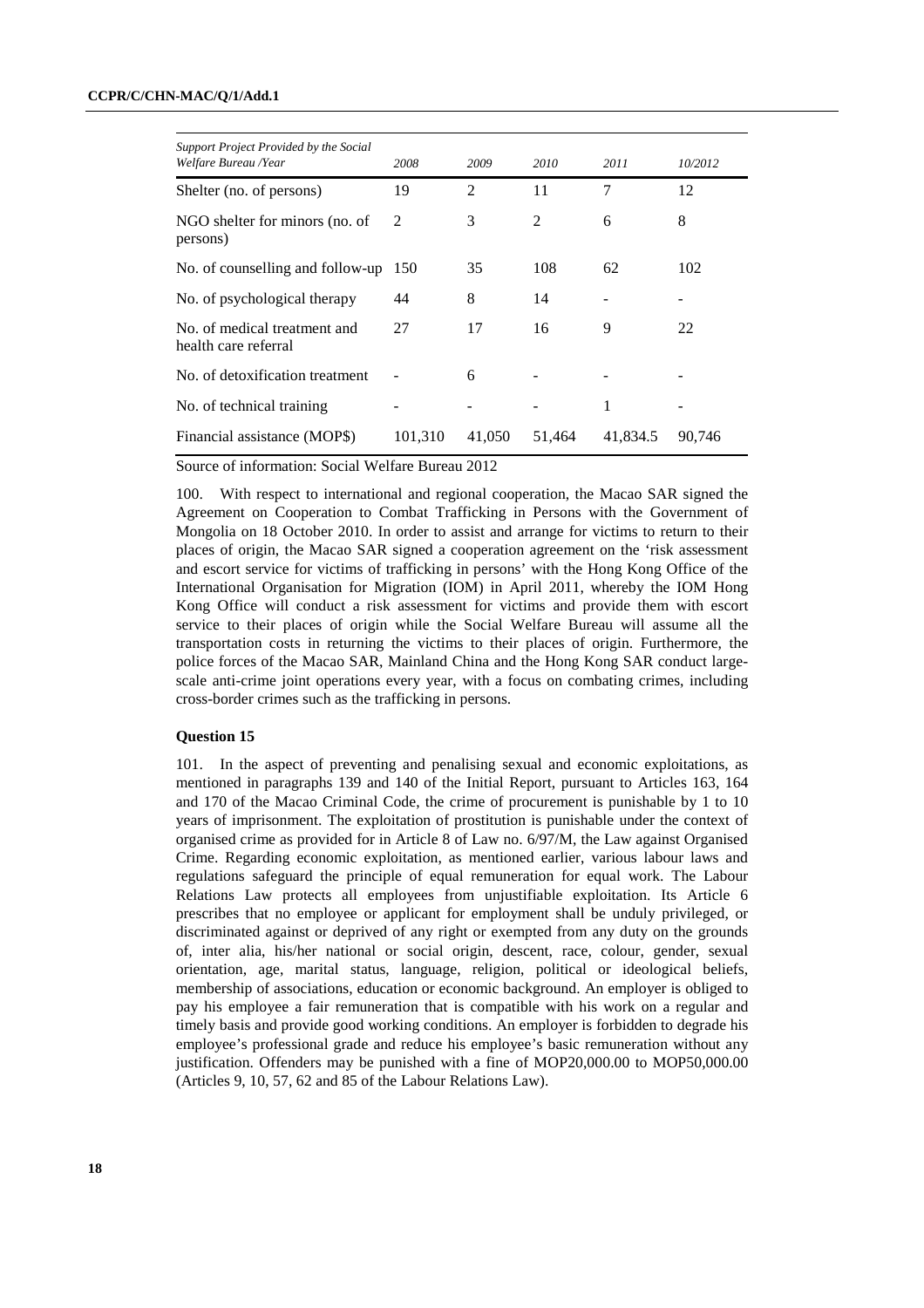| *Support Project Provided by the Social Welfare Bureau /Year* | *2008* | *2009* | *2010* | *2011* | *10/2012* |
|---|---|---|---|---|---|
| Shelter (no. of persons) | 19 | 2 | 11 | 7 | 12 |
| NGO shelter for minors (no. of persons) | 2 | 3 | 2 | 6 | 8 |
| No. of counselling and follow-up | 150 | 35 | 108 | 62 | 102 |
| No. of psychological therapy | 44 | 8 | 14 | - | - |
| No. of medical treatment and health care referral | 27 | 17 | 16 | 9 | 22 |
| No. of detoxification treatment | - | 6 | - | - | - |
| No. of technical training | - | - | - | 1 | - |
| Financial assistance (MOP$) | 101,310 | 41,050 | 51,464 | 41,834.5 | 90,746 |

Source of information: Social Welfare Bureau 2012

100. With respect to international and regional cooperation, the Macao SAR signed the Agreement on Cooperation to Combat Trafficking in Persons with the Government of Mongolia on 18 October 2010. In order to assist and arrange for victims to return to their places of origin, the Macao SAR signed a cooperation agreement on the 'risk assessment and escort service for victims of trafficking in persons' with the Hong Kong Office of the International Organisation for Migration (IOM) in April 2011, whereby the IOM Hong Kong Office will conduct a risk assessment for victims and provide them with escort service to their places of origin while the Social Welfare Bureau will assume all the transportation costs in returning the victims to their places of origin. Furthermore, the police forces of the Macao SAR, Mainland China and the Hong Kong SAR conduct large-scale anti-crime joint operations every year, with a focus on combating crimes, including cross-border crimes such as the trafficking in persons.

**Question 15**

101. In the aspect of preventing and penalising sexual and economic exploitations, as mentioned in paragraphs 139 and 140 of the Initial Report, pursuant to Articles 163, 164 and 170 of the Macao Criminal Code, the crime of procurement is punishable by 1 to 10 years of imprisonment. The exploitation of prostitution is punishable under the context of organised crime as provided for in Article 8 of Law no. 6/97/M, the Law against Organised Crime. Regarding economic exploitation, as mentioned earlier, various labour laws and regulations safeguard the principle of equal remuneration for equal work. The Labour Relations Law protects all employees from unjustifiable exploitation. Its Article 6 prescribes that no employee or applicant for employment shall be unduly privileged, or discriminated against or deprived of any right or exempted from any duty on the grounds of, inter alia, his/her national or social origin, descent, race, colour, gender, sexual orientation, age, marital status, language, religion, political or ideological beliefs, membership of associations, education or economic background. An employer is obliged to pay his employee a fair remuneration that is compatible with his work on a regular and timely basis and provide good working conditions. An employer is forbidden to degrade his employee's professional grade and reduce his employee's basic remuneration without any justification. Offenders may be punished with a fine of MOP20,000.00 to MOP50,000.00 (Articles 9, 10, 57, 62 and 85 of the Labour Relations Law).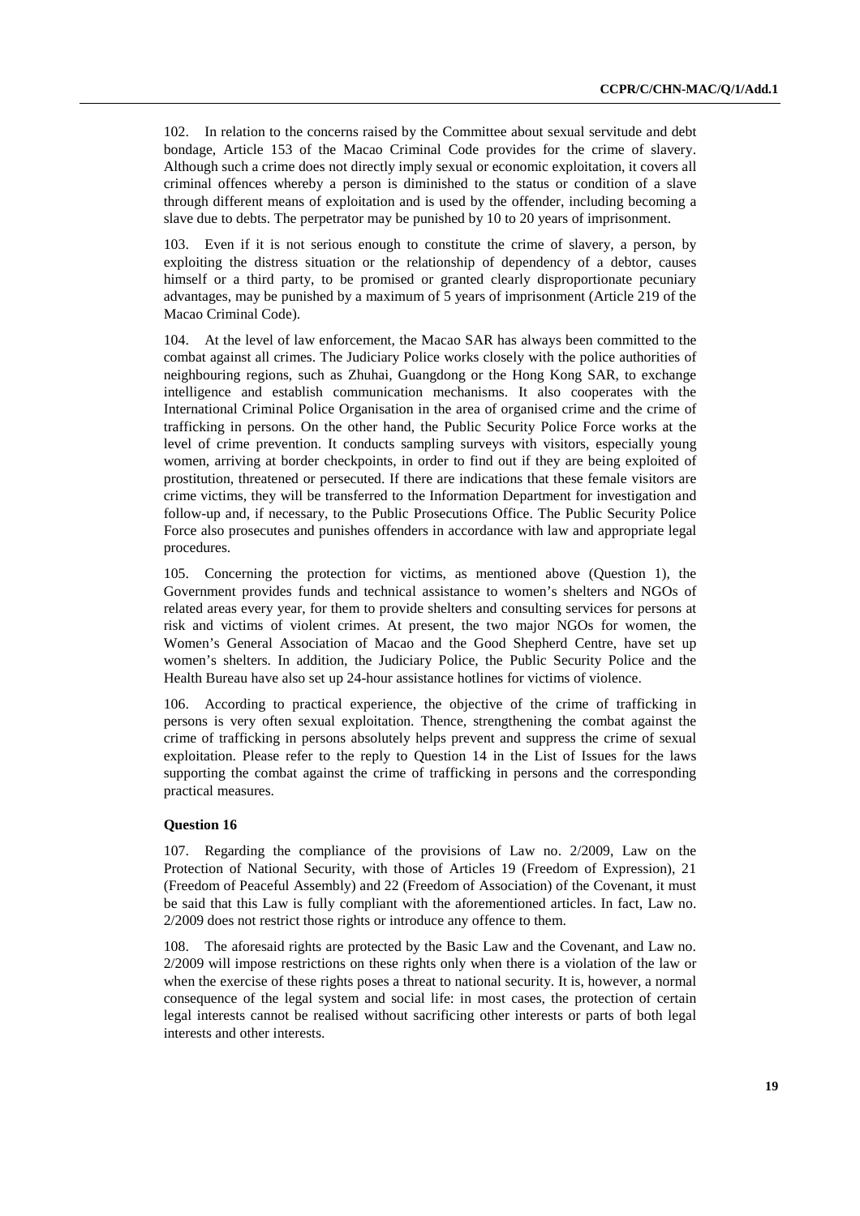102. In relation to the concerns raised by the Committee about sexual servitude and debt bondage, Article 153 of the Macao Criminal Code provides for the crime of slavery. Although such a crime does not directly imply sexual or economic exploitation, it covers all criminal offences whereby a person is diminished to the status or condition of a slave through different means of exploitation and is used by the offender, including becoming a slave due to debts. The perpetrator may be punished by 10 to 20 years of imprisonment.

103. Even if it is not serious enough to constitute the crime of slavery, a person, by exploiting the distress situation or the relationship of dependency of a debtor, causes himself or a third party, to be promised or granted clearly disproportionate pecuniary advantages, may be punished by a maximum of 5 years of imprisonment (Article 219 of the Macao Criminal Code).

104. At the level of law enforcement, the Macao SAR has always been committed to the combat against all crimes. The Judiciary Police works closely with the police authorities of neighbouring regions, such as Zhuhai, Guangdong or the Hong Kong SAR, to exchange intelligence and establish communication mechanisms. It also cooperates with the International Criminal Police Organisation in the area of organised crime and the crime of trafficking in persons. On the other hand, the Public Security Police Force works at the level of crime prevention. It conducts sampling surveys with visitors, especially young women, arriving at border checkpoints, in order to find out if they are being exploited of prostitution, threatened or persecuted. If there are indications that these female visitors are crime victims, they will be transferred to the Information Department for investigation and follow-up and, if necessary, to the Public Prosecutions Office. The Public Security Police Force also prosecutes and punishes offenders in accordance with law and appropriate legal procedures.

105. Concerning the protection for victims, as mentioned above (Question 1), the Government provides funds and technical assistance to women's shelters and NGOs of related areas every year, for them to provide shelters and consulting services for persons at risk and victims of violent crimes. At present, the two major NGOs for women, the Women's General Association of Macao and the Good Shepherd Centre, have set up women's shelters. In addition, the Judiciary Police, the Public Security Police and the Health Bureau have also set up 24-hour assistance hotlines for victims of violence.

106. According to practical experience, the objective of the crime of trafficking in persons is very often sexual exploitation. Thence, strengthening the combat against the crime of trafficking in persons absolutely helps prevent and suppress the crime of sexual exploitation. Please refer to the reply to Question 14 in the List of Issues for the laws supporting the combat against the crime of trafficking in persons and the corresponding practical measures.

**Question 16**

107. Regarding the compliance of the provisions of Law no. 2/2009, Law on the Protection of National Security, with those of Articles 19 (Freedom of Expression), 21 (Freedom of Peaceful Assembly) and 22 (Freedom of Association) of the Covenant, it must be said that this Law is fully compliant with the aforementioned articles. In fact, Law no. 2/2009 does not restrict those rights or introduce any offence to them.

108. The aforesaid rights are protected by the Basic Law and the Covenant, and Law no. 2/2009 will impose restrictions on these rights only when there is a violation of the law or when the exercise of these rights poses a threat to national security. It is, however, a normal consequence of the legal system and social life: in most cases, the protection of certain legal interests cannot be realised without sacrificing other interests or parts of both legal interests and other interests.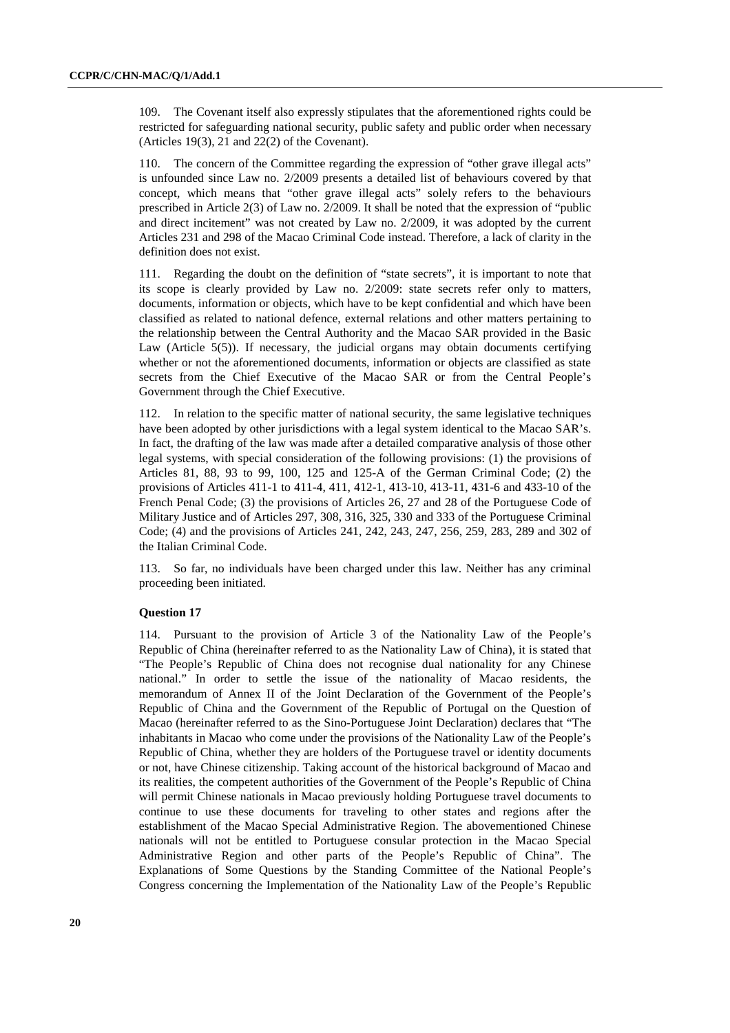109. The Covenant itself also expressly stipulates that the aforementioned rights could be restricted for safeguarding national security, public safety and public order when necessary (Articles 19(3), 21 and 22(2) of the Covenant).

110. The concern of the Committee regarding the expression of "other grave illegal acts" is unfounded since Law no. 2/2009 presents a detailed list of behaviours covered by that concept, which means that "other grave illegal acts" solely refers to the behaviours prescribed in Article 2(3) of Law no. 2/2009. It shall be noted that the expression of "public and direct incitement" was not created by Law no. 2/2009, it was adopted by the current Articles 231 and 298 of the Macao Criminal Code instead. Therefore, a lack of clarity in the definition does not exist.

111. Regarding the doubt on the definition of "state secrets", it is important to note that its scope is clearly provided by Law no. 2/2009: state secrets refer only to matters, documents, information or objects, which have to be kept confidential and which have been classified as related to national defence, external relations and other matters pertaining to the relationship between the Central Authority and the Macao SAR provided in the Basic Law (Article 5(5)). If necessary, the judicial organs may obtain documents certifying whether or not the aforementioned documents, information or objects are classified as state secrets from the Chief Executive of the Macao SAR or from the Central People's Government through the Chief Executive.

112. In relation to the specific matter of national security, the same legislative techniques have been adopted by other jurisdictions with a legal system identical to the Macao SAR's. In fact, the drafting of the law was made after a detailed comparative analysis of those other legal systems, with special consideration of the following provisions: (1) the provisions of Articles 81, 88, 93 to 99, 100, 125 and 125-A of the German Criminal Code; (2) the provisions of Articles 411-1 to 411-4, 411, 412-1, 413-10, 413-11, 431-6 and 433-10 of the French Penal Code; (3) the provisions of Articles 26, 27 and 28 of the Portuguese Code of Military Justice and of Articles 297, 308, 316, 325, 330 and 333 of the Portuguese Criminal Code; (4) and the provisions of Articles 241, 242, 243, 247, 256, 259, 283, 289 and 302 of the Italian Criminal Code.

113. So far, no individuals have been charged under this law. Neither has any criminal proceeding been initiated.

**Question 17**

114. Pursuant to the provision of Article 3 of the Nationality Law of the People's Republic of China (hereinafter referred to as the Nationality Law of China), it is stated that "The People's Republic of China does not recognise dual nationality for any Chinese national." In order to settle the issue of the nationality of Macao residents, the memorandum of Annex II of the Joint Declaration of the Government of the People's Republic of China and the Government of the Republic of Portugal on the Question of Macao (hereinafter referred to as the Sino-Portuguese Joint Declaration) declares that "The inhabitants in Macao who come under the provisions of the Nationality Law of the People's Republic of China, whether they are holders of the Portuguese travel or identity documents or not, have Chinese citizenship. Taking account of the historical background of Macao and its realities, the competent authorities of the Government of the People's Republic of China will permit Chinese nationals in Macao previously holding Portuguese travel documents to continue to use these documents for traveling to other states and regions after the establishment of the Macao Special Administrative Region. The abovementioned Chinese nationals will not be entitled to Portuguese consular protection in the Macao Special Administrative Region and other parts of the People's Republic of China". The Explanations of Some Questions by the Standing Committee of the National People's Congress concerning the Implementation of the Nationality Law of the People's Republic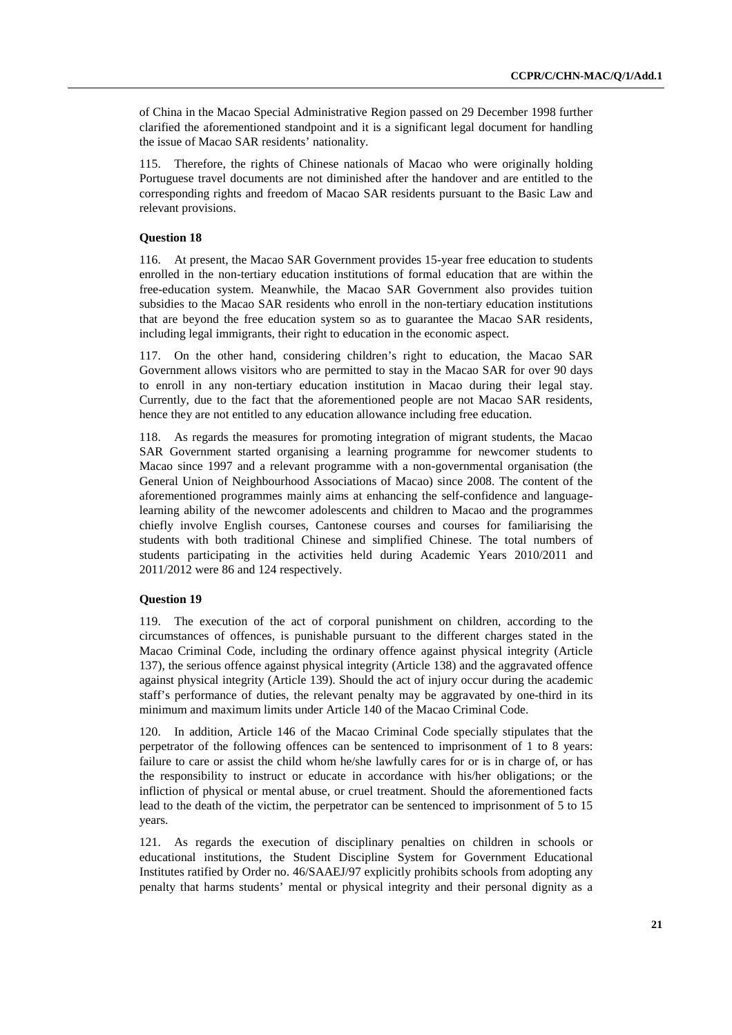of China in the Macao Special Administrative Region passed on 29 December 1998 further clarified the aforementioned standpoint and it is a significant legal document for handling the issue of Macao SAR residents' nationality.

115. Therefore, the rights of Chinese nationals of Macao who were originally holding Portuguese travel documents are not diminished after the handover and are entitled to the corresponding rights and freedom of Macao SAR residents pursuant to the Basic Law and relevant provisions.

### Question 18

116. At present, the Macao SAR Government provides 15-year free education to students enrolled in the non-tertiary education institutions of formal education that are within the free-education system. Meanwhile, the Macao SAR Government also provides tuition subsidies to the Macao SAR residents who enroll in the non-tertiary education institutions that are beyond the free education system so as to guarantee the Macao SAR residents, including legal immigrants, their right to education in the economic aspect.

117. On the other hand, considering children's right to education, the Macao SAR Government allows visitors who are permitted to stay in the Macao SAR for over 90 days to enroll in any non-tertiary education institution in Macao during their legal stay. Currently, due to the fact that the aforementioned people are not Macao SAR residents, hence they are not entitled to any education allowance including free education.

118. As regards the measures for promoting integration of migrant students, the Macao SAR Government started organising a learning programme for newcomer students to Macao since 1997 and a relevant programme with a non-governmental organisation (the General Union of Neighbourhood Associations of Macao) since 2008. The content of the aforementioned programmes mainly aims at enhancing the self-confidence and language-learning ability of the newcomer adolescents and children to Macao and the programmes chiefly involve English courses, Cantonese courses and courses for familiarising the students with both traditional Chinese and simplified Chinese. The total numbers of students participating in the activities held during Academic Years 2010/2011 and 2011/2012 were 86 and 124 respectively.

### Question 19

119. The execution of the act of corporal punishment on children, according to the circumstances of offences, is punishable pursuant to the different charges stated in the Macao Criminal Code, including the ordinary offence against physical integrity (Article 137), the serious offence against physical integrity (Article 138) and the aggravated offence against physical integrity (Article 139). Should the act of injury occur during the academic staff's performance of duties, the relevant penalty may be aggravated by one-third in its minimum and maximum limits under Article 140 of the Macao Criminal Code.

120. In addition, Article 146 of the Macao Criminal Code specially stipulates that the perpetrator of the following offences can be sentenced to imprisonment of 1 to 8 years: failure to care or assist the child whom he/she lawfully cares for or is in charge of, or has the responsibility to instruct or educate in accordance with his/her obligations; or the infliction of physical or mental abuse, or cruel treatment. Should the aforementioned facts lead to the death of the victim, the perpetrator can be sentenced to imprisonment of 5 to 15 years.

121. As regards the execution of disciplinary penalties on children in schools or educational institutions, the Student Discipline System for Government Educational Institutes ratified by Order no. 46/SAAEJ/97 explicitly prohibits schools from adopting any penalty that harms students' mental or physical integrity and their personal dignity as a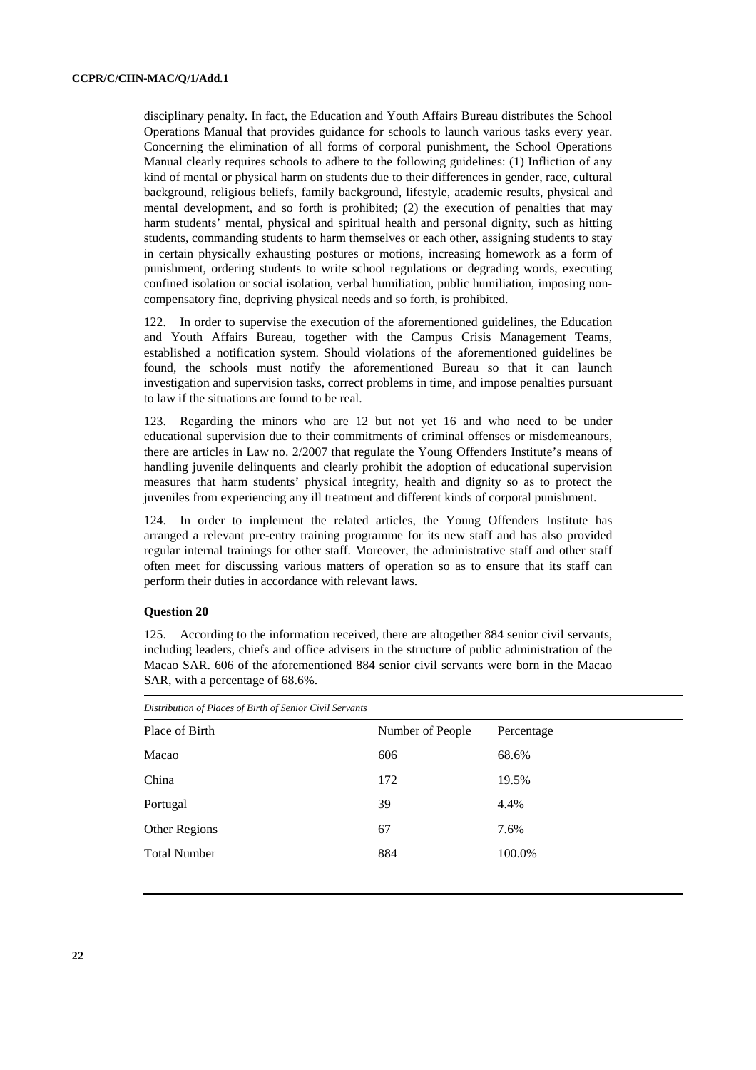disciplinary penalty. In fact, the Education and Youth Affairs Bureau distributes the School Operations Manual that provides guidance for schools to launch various tasks every year. Concerning the elimination of all forms of corporal punishment, the School Operations Manual clearly requires schools to adhere to the following guidelines: (1) Infliction of any kind of mental or physical harm on students due to their differences in gender, race, cultural background, religious beliefs, family background, lifestyle, academic results, physical and mental development, and so forth is prohibited; (2) the execution of penalties that may harm students' mental, physical and spiritual health and personal dignity, such as hitting students, commanding students to harm themselves or each other, assigning students to stay in certain physically exhausting postures or motions, increasing homework as a form of punishment, ordering students to write school regulations or degrading words, executing confined isolation or social isolation, verbal humiliation, public humiliation, imposing non-compensatory fine, depriving physical needs and so forth, is prohibited.

122. In order to supervise the execution of the aforementioned guidelines, the Education and Youth Affairs Bureau, together with the Campus Crisis Management Teams, established a notification system. Should violations of the aforementioned guidelines be found, the schools must notify the aforementioned Bureau so that it can launch investigation and supervision tasks, correct problems in time, and impose penalties pursuant to law if the situations are found to be real.

123. Regarding the minors who are 12 but not yet 16 and who need to be under educational supervision due to their commitments of criminal offenses or misdemeanours, there are articles in Law no. 2/2007 that regulate the Young Offenders Institute's means of handling juvenile delinquents and clearly prohibit the adoption of educational supervision measures that harm students' physical integrity, health and dignity so as to protect the juveniles from experiencing any ill treatment and different kinds of corporal punishment.

124. In order to implement the related articles, the Young Offenders Institute has arranged a relevant pre-entry training programme for its new staff and has also provided regular internal trainings for other staff. Moreover, the administrative staff and other staff often meet for discussing various matters of operation so as to ensure that its staff can perform their duties in accordance with relevant laws.

**Question 20**

125. According to the information received, there are altogether 884 senior civil servants, including leaders, chiefs and office advisers in the structure of public administration of the Macao SAR. 606 of the aforementioned 884 senior civil servants were born in the Macao SAR, with a percentage of 68.6%.

*Distribution of Places of Birth of Senior Civil Servants*

| Place of Birth | Number of People | Percentage |
|---|---|---|
| Macao | 606 | 68.6% |
| China | 172 | 19.5% |
| Portugal | 39 | 4.4% |
| Other Regions | 67 | 7.6% |
| Total Number | 884 | 100.0% |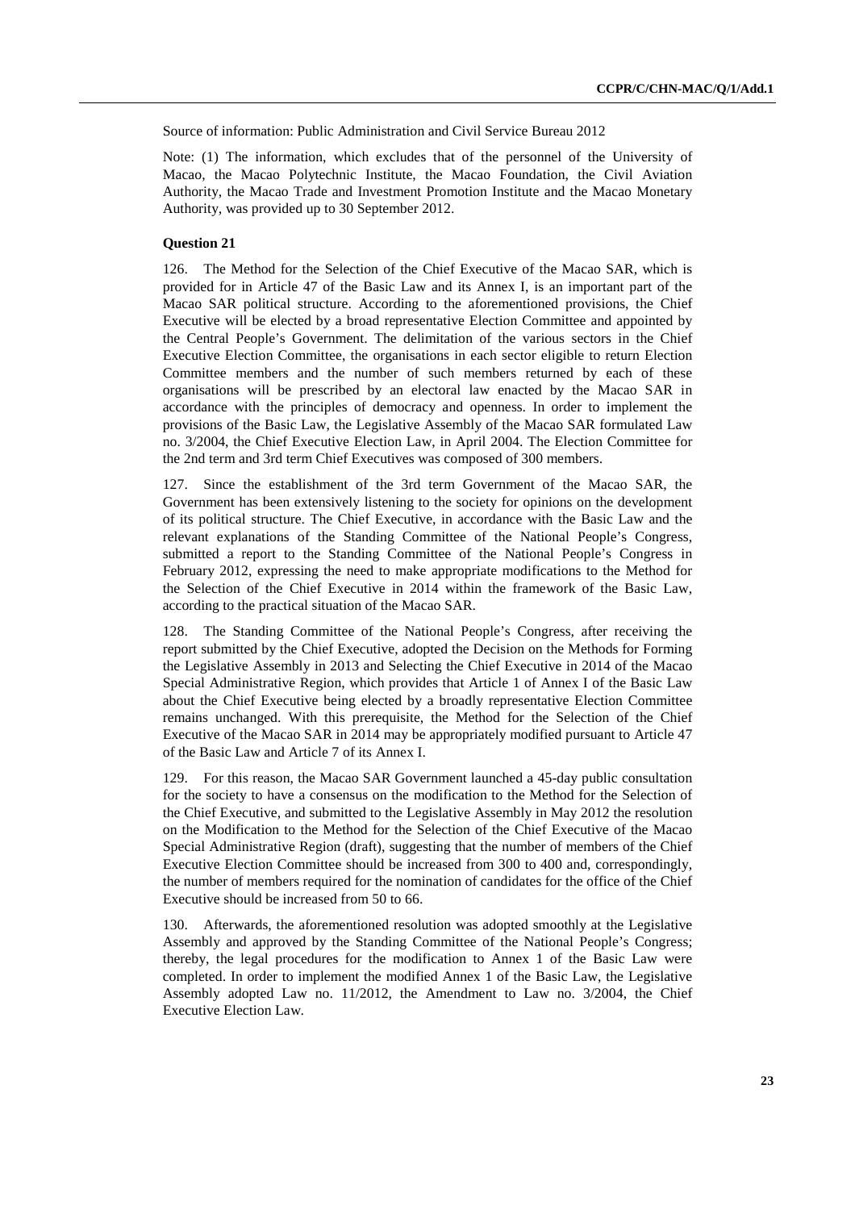Source of information: Public Administration and Civil Service Bureau 2012

Note: (1) The information, which excludes that of the personnel of the University of Macao, the Macao Polytechnic Institute, the Macao Foundation, the Civil Aviation Authority, the Macao Trade and Investment Promotion Institute and the Macao Monetary Authority, was provided up to 30 September 2012.

**Question 21**

126. The Method for the Selection of the Chief Executive of the Macao SAR, which is provided for in Article 47 of the Basic Law and its Annex I, is an important part of the Macao SAR political structure. According to the aforementioned provisions, the Chief Executive will be elected by a broad representative Election Committee and appointed by the Central People's Government. The delimitation of the various sectors in the Chief Executive Election Committee, the organisations in each sector eligible to return Election Committee members and the number of such members returned by each of these organisations will be prescribed by an electoral law enacted by the Macao SAR in accordance with the principles of democracy and openness. In order to implement the provisions of the Basic Law, the Legislative Assembly of the Macao SAR formulated Law no. 3/2004, the Chief Executive Election Law, in April 2004. The Election Committee for the 2nd term and 3rd term Chief Executives was composed of 300 members.

127. Since the establishment of the 3rd term Government of the Macao SAR, the Government has been extensively listening to the society for opinions on the development of its political structure. The Chief Executive, in accordance with the Basic Law and the relevant explanations of the Standing Committee of the National People's Congress, submitted a report to the Standing Committee of the National People's Congress in February 2012, expressing the need to make appropriate modifications to the Method for the Selection of the Chief Executive in 2014 within the framework of the Basic Law, according to the practical situation of the Macao SAR.

128. The Standing Committee of the National People's Congress, after receiving the report submitted by the Chief Executive, adopted the Decision on the Methods for Forming the Legislative Assembly in 2013 and Selecting the Chief Executive in 2014 of the Macao Special Administrative Region, which provides that Article 1 of Annex I of the Basic Law about the Chief Executive being elected by a broadly representative Election Committee remains unchanged. With this prerequisite, the Method for the Selection of the Chief Executive of the Macao SAR in 2014 may be appropriately modified pursuant to Article 47 of the Basic Law and Article 7 of its Annex I.

129. For this reason, the Macao SAR Government launched a 45-day public consultation for the society to have a consensus on the modification to the Method for the Selection of the Chief Executive, and submitted to the Legislative Assembly in May 2012 the resolution on the Modification to the Method for the Selection of the Chief Executive of the Macao Special Administrative Region (draft), suggesting that the number of members of the Chief Executive Election Committee should be increased from 300 to 400 and, correspondingly, the number of members required for the nomination of candidates for the office of the Chief Executive should be increased from 50 to 66.

130. Afterwards, the aforementioned resolution was adopted smoothly at the Legislative Assembly and approved by the Standing Committee of the National People's Congress; thereby, the legal procedures for the modification to Annex 1 of the Basic Law were completed. In order to implement the modified Annex 1 of the Basic Law, the Legislative Assembly adopted Law no. 11/2012, the Amendment to Law no. 3/2004, the Chief Executive Election Law.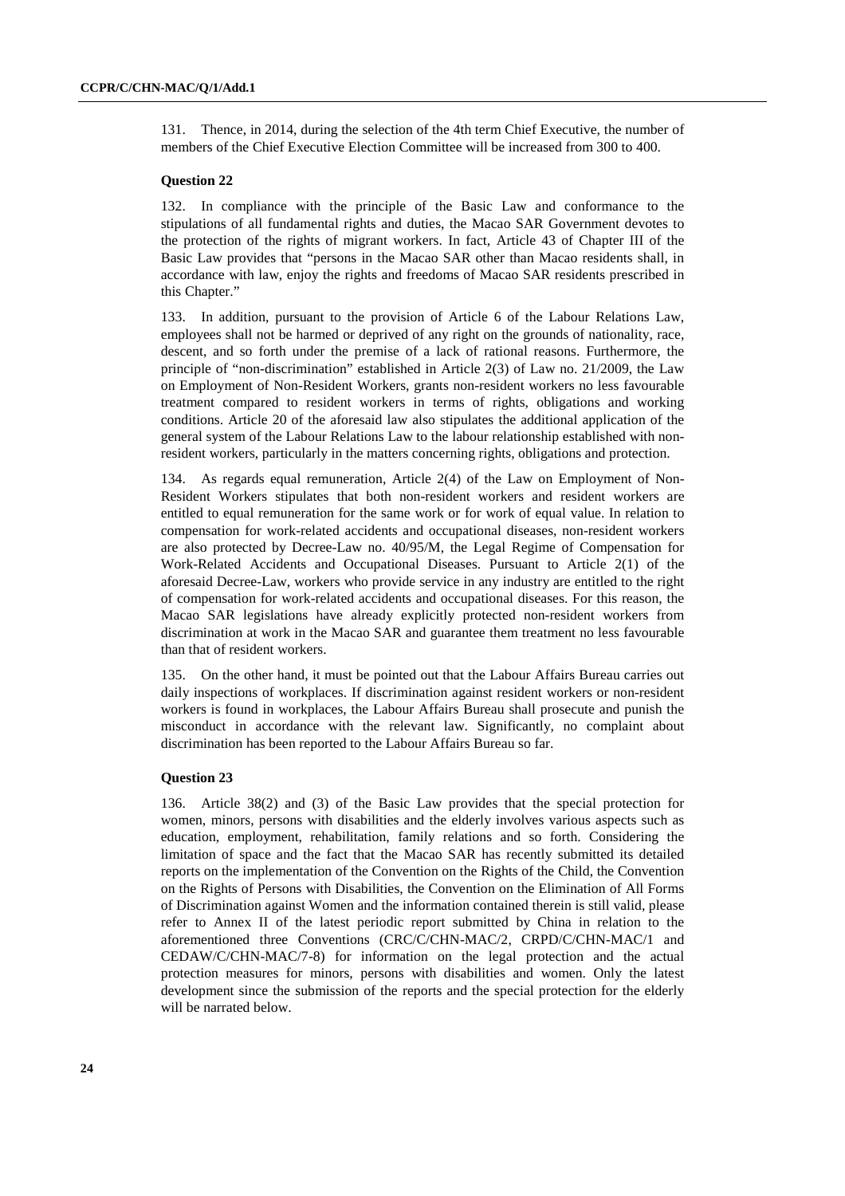131. Thence, in 2014, during the selection of the 4th term Chief Executive, the number of members of the Chief Executive Election Committee will be increased from 300 to 400.

**Question 22**

132. In compliance with the principle of the Basic Law and conformance to the stipulations of all fundamental rights and duties, the Macao SAR Government devotes to the protection of the rights of migrant workers. In fact, Article 43 of Chapter III of the Basic Law provides that "persons in the Macao SAR other than Macao residents shall, in accordance with law, enjoy the rights and freedoms of Macao SAR residents prescribed in this Chapter."

133. In addition, pursuant to the provision of Article 6 of the Labour Relations Law, employees shall not be harmed or deprived of any right on the grounds of nationality, race, descent, and so forth under the premise of a lack of rational reasons. Furthermore, the principle of "non-discrimination" established in Article 2(3) of Law no. 21/2009, the Law on Employment of Non-Resident Workers, grants non-resident workers no less favourable treatment compared to resident workers in terms of rights, obligations and working conditions. Article 20 of the aforesaid law also stipulates the additional application of the general system of the Labour Relations Law to the labour relationship established with non-resident workers, particularly in the matters concerning rights, obligations and protection.

134. As regards equal remuneration, Article 2(4) of the Law on Employment of Non-Resident Workers stipulates that both non-resident workers and resident workers are entitled to equal remuneration for the same work or for work of equal value. In relation to compensation for work-related accidents and occupational diseases, non-resident workers are also protected by Decree-Law no. 40/95/M, the Legal Regime of Compensation for Work-Related Accidents and Occupational Diseases. Pursuant to Article 2(1) of the aforesaid Decree-Law, workers who provide service in any industry are entitled to the right of compensation for work-related accidents and occupational diseases. For this reason, the Macao SAR legislations have already explicitly protected non-resident workers from discrimination at work in the Macao SAR and guarantee them treatment no less favourable than that of resident workers.

135. On the other hand, it must be pointed out that the Labour Affairs Bureau carries out daily inspections of workplaces. If discrimination against resident workers or non-resident workers is found in workplaces, the Labour Affairs Bureau shall prosecute and punish the misconduct in accordance with the relevant law. Significantly, no complaint about discrimination has been reported to the Labour Affairs Bureau so far.

**Question 23**

136. Article 38(2) and (3) of the Basic Law provides that the special protection for women, minors, persons with disabilities and the elderly involves various aspects such as education, employment, rehabilitation, family relations and so forth. Considering the limitation of space and the fact that the Macao SAR has recently submitted its detailed reports on the implementation of the Convention on the Rights of the Child, the Convention on the Rights of Persons with Disabilities, the Convention on the Elimination of All Forms of Discrimination against Women and the information contained therein is still valid, please refer to Annex II of the latest periodic report submitted by China in relation to the aforementioned three Conventions (CRC/C/CHN-MAC/2, CRPD/C/CHN-MAC/1 and CEDAW/C/CHN-MAC/7-8) for information on the legal protection and the actual protection measures for minors, persons with disabilities and women. Only the latest development since the submission of the reports and the special protection for the elderly will be narrated below.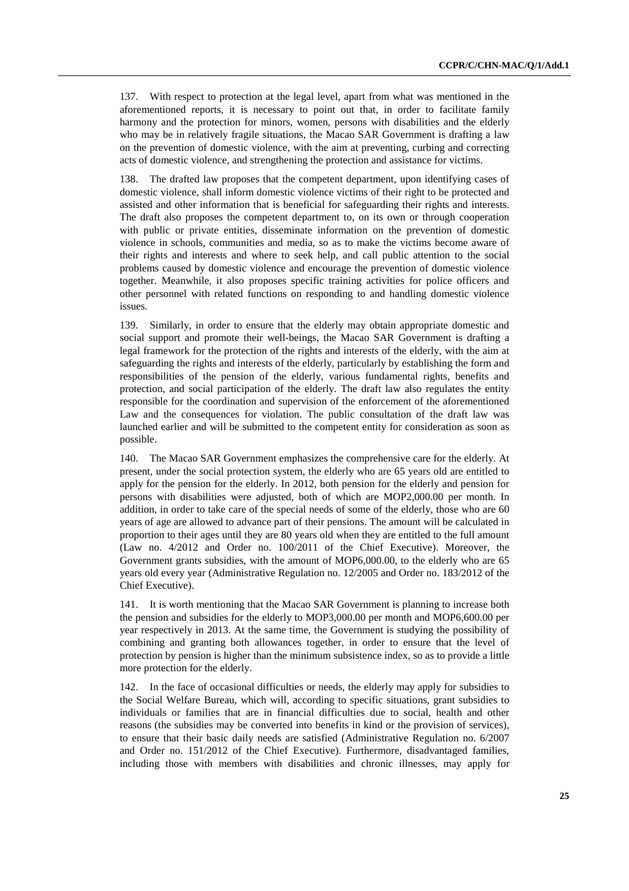137. With respect to protection at the legal level, apart from what was mentioned in the aforementioned reports, it is necessary to point out that, in order to facilitate family harmony and the protection for minors, women, persons with disabilities and the elderly who may be in relatively fragile situations, the Macao SAR Government is drafting a law on the prevention of domestic violence, with the aim at preventing, curbing and correcting acts of domestic violence, and strengthening the protection and assistance for victims.

138. The drafted law proposes that the competent department, upon identifying cases of domestic violence, shall inform domestic violence victims of their right to be protected and assisted and other information that is beneficial for safeguarding their rights and interests. The draft also proposes the competent department to, on its own or through cooperation with public or private entities, disseminate information on the prevention of domestic violence in schools, communities and media, so as to make the victims become aware of their rights and interests and where to seek help, and call public attention to the social problems caused by domestic violence and encourage the prevention of domestic violence together. Meanwhile, it also proposes specific training activities for police officers and other personnel with related functions on responding to and handling domestic violence issues.

139. Similarly, in order to ensure that the elderly may obtain appropriate domestic and social support and promote their well-beings, the Macao SAR Government is drafting a legal framework for the protection of the rights and interests of the elderly, with the aim at safeguarding the rights and interests of the elderly, particularly by establishing the form and responsibilities of the pension of the elderly, various fundamental rights, benefits and protection, and social participation of the elderly. The draft law also regulates the entity responsible for the coordination and supervision of the enforcement of the aforementioned Law and the consequences for violation. The public consultation of the draft law was launched earlier and will be submitted to the competent entity for consideration as soon as possible.

140. The Macao SAR Government emphasizes the comprehensive care for the elderly. At present, under the social protection system, the elderly who are 65 years old are entitled to apply for the pension for the elderly. In 2012, both pension for the elderly and pension for persons with disabilities were adjusted, both of which are MOP2,000.00 per month. In addition, in order to take care of the special needs of some of the elderly, those who are 60 years of age are allowed to advance part of their pensions. The amount will be calculated in proportion to their ages until they are 80 years old when they are entitled to the full amount (Law no. 4/2012 and Order no. 100/2011 of the Chief Executive). Moreover, the Government grants subsidies, with the amount of MOP6,000.00, to the elderly who are 65 years old every year (Administrative Regulation no. 12/2005 and Order no. 183/2012 of the Chief Executive).

141. It is worth mentioning that the Macao SAR Government is planning to increase both the pension and subsidies for the elderly to MOP3,000.00 per month and MOP6,600.00 per year respectively in 2013. At the same time, the Government is studying the possibility of combining and granting both allowances together, in order to ensure that the level of protection by pension is higher than the minimum subsistence index, so as to provide a little more protection for the elderly.

142. In the face of occasional difficulties or needs, the elderly may apply for subsidies to the Social Welfare Bureau, which will, according to specific situations, grant subsidies to individuals or families that are in financial difficulties due to social, health and other reasons (the subsidies may be converted into benefits in kind or the provision of services), to ensure that their basic daily needs are satisfied (Administrative Regulation no. 6/2007 and Order no. 151/2012 of the Chief Executive). Furthermore, disadvantaged families, including those with members with disabilities and chronic illnesses, may apply for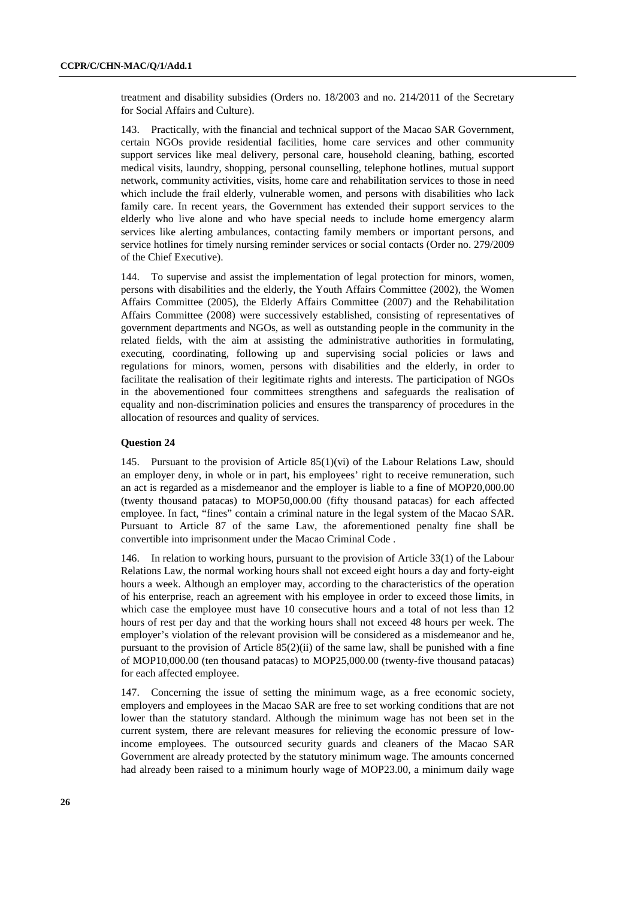treatment and disability subsidies (Orders no. 18/2003 and no. 214/2011 of the Secretary for Social Affairs and Culture).

143. Practically, with the financial and technical support of the Macao SAR Government, certain NGOs provide residential facilities, home care services and other community support services like meal delivery, personal care, household cleaning, bathing, escorted medical visits, laundry, shopping, personal counselling, telephone hotlines, mutual support network, community activities, visits, home care and rehabilitation services to those in need which include the frail elderly, vulnerable women, and persons with disabilities who lack family care. In recent years, the Government has extended their support services to the elderly who live alone and who have special needs to include home emergency alarm services like alerting ambulances, contacting family members or important persons, and service hotlines for timely nursing reminder services or social contacts (Order no. 279/2009 of the Chief Executive).

144. To supervise and assist the implementation of legal protection for minors, women, persons with disabilities and the elderly, the Youth Affairs Committee (2002), the Women Affairs Committee (2005), the Elderly Affairs Committee (2007) and the Rehabilitation Affairs Committee (2008) were successively established, consisting of representatives of government departments and NGOs, as well as outstanding people in the community in the related fields, with the aim at assisting the administrative authorities in formulating, executing, coordinating, following up and supervising social policies or laws and regulations for minors, women, persons with disabilities and the elderly, in order to facilitate the realisation of their legitimate rights and interests. The participation of NGOs in the abovementioned four committees strengthens and safeguards the realisation of equality and non-discrimination policies and ensures the transparency of procedures in the allocation of resources and quality of services.

#### Question 24

145. Pursuant to the provision of Article 85(1)(vi) of the Labour Relations Law, should an employer deny, in whole or in part, his employees' right to receive remuneration, such an act is regarded as a misdemeanor and the employer is liable to a fine of MOP20,000.00 (twenty thousand patacas) to MOP50,000.00 (fifty thousand patacas) for each affected employee. In fact, "fines" contain a criminal nature in the legal system of the Macao SAR. Pursuant to Article 87 of the same Law, the aforementioned penalty fine shall be convertible into imprisonment under the Macao Criminal Code .

146. In relation to working hours, pursuant to the provision of Article 33(1) of the Labour Relations Law, the normal working hours shall not exceed eight hours a day and forty-eight hours a week. Although an employer may, according to the characteristics of the operation of his enterprise, reach an agreement with his employee in order to exceed those limits, in which case the employee must have 10 consecutive hours and a total of not less than 12 hours of rest per day and that the working hours shall not exceed 48 hours per week. The employer's violation of the relevant provision will be considered as a misdemeanor and he, pursuant to the provision of Article 85(2)(ii) of the same law, shall be punished with a fine of MOP10,000.00 (ten thousand patacas) to MOP25,000.00 (twenty-five thousand patacas) for each affected employee.

147. Concerning the issue of setting the minimum wage, as a free economic society, employers and employees in the Macao SAR are free to set working conditions that are not lower than the statutory standard. Although the minimum wage has not been set in the current system, there are relevant measures for relieving the economic pressure of low-income employees. The outsourced security guards and cleaners of the Macao SAR Government are already protected by the statutory minimum wage. The amounts concerned had already been raised to a minimum hourly wage of MOP23.00, a minimum daily wage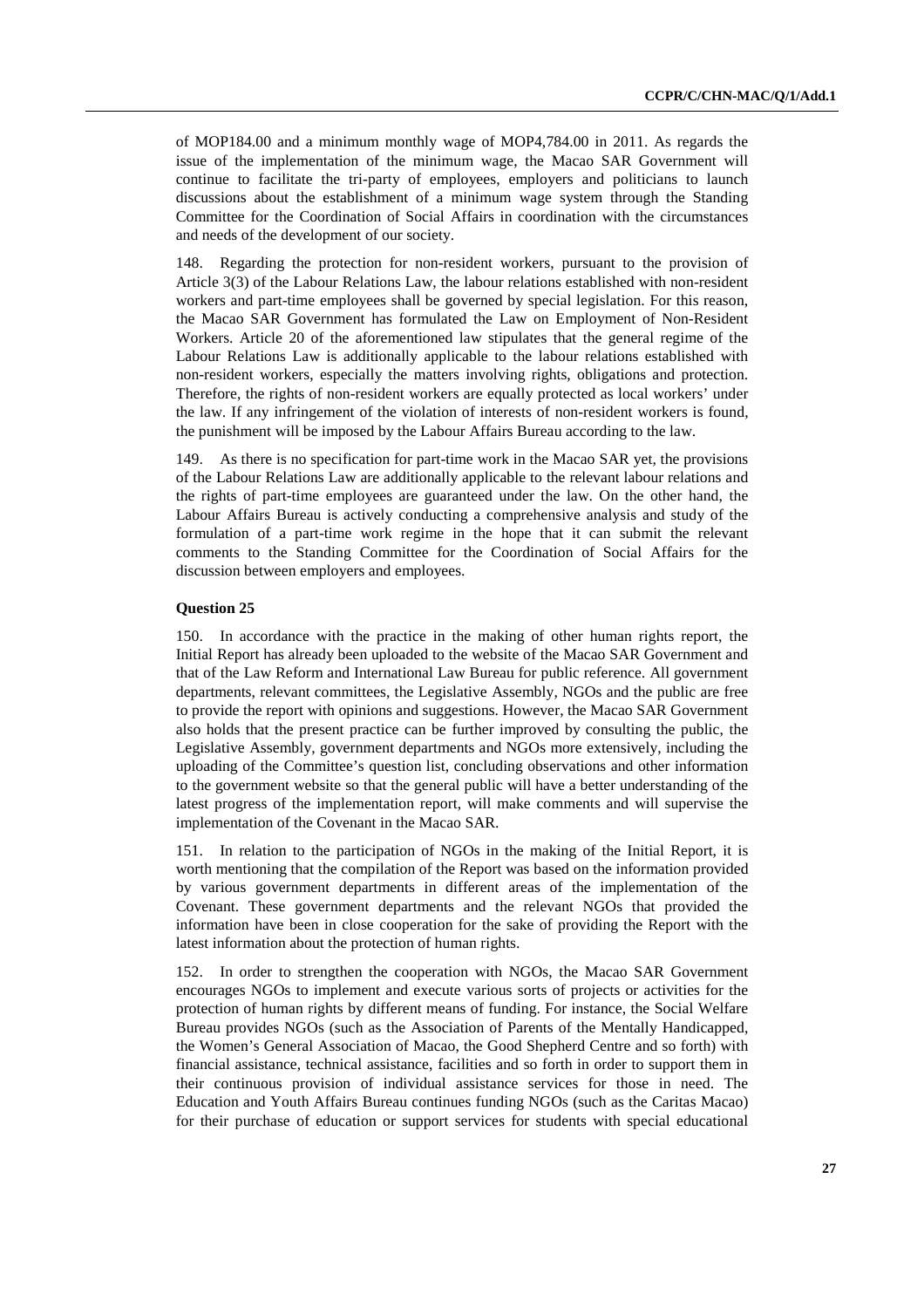of MOP184.00 and a minimum monthly wage of MOP4,784.00 in 2011. As regards the issue of the implementation of the minimum wage, the Macao SAR Government will continue to facilitate the tri-party of employees, employers and politicians to launch discussions about the establishment of a minimum wage system through the Standing Committee for the Coordination of Social Affairs in coordination with the circumstances and needs of the development of our society.

148. Regarding the protection for non-resident workers, pursuant to the provision of Article 3(3) of the Labour Relations Law, the labour relations established with non-resident workers and part-time employees shall be governed by special legislation. For this reason, the Macao SAR Government has formulated the Law on Employment of Non-Resident Workers. Article 20 of the aforementioned law stipulates that the general regime of the Labour Relations Law is additionally applicable to the labour relations established with non-resident workers, especially the matters involving rights, obligations and protection. Therefore, the rights of non-resident workers are equally protected as local workers' under the law. If any infringement of the violation of interests of non-resident workers is found, the punishment will be imposed by the Labour Affairs Bureau according to the law.

149. As there is no specification for part-time work in the Macao SAR yet, the provisions of the Labour Relations Law are additionally applicable to the relevant labour relations and the rights of part-time employees are guaranteed under the law. On the other hand, the Labour Affairs Bureau is actively conducting a comprehensive analysis and study of the formulation of a part-time work regime in the hope that it can submit the relevant comments to the Standing Committee for the Coordination of Social Affairs for the discussion between employers and employees.

**Question 25**

150. In accordance with the practice in the making of other human rights report, the Initial Report has already been uploaded to the website of the Macao SAR Government and that of the Law Reform and International Law Bureau for public reference. All government departments, relevant committees, the Legislative Assembly, NGOs and the public are free to provide the report with opinions and suggestions. However, the Macao SAR Government also holds that the present practice can be further improved by consulting the public, the Legislative Assembly, government departments and NGOs more extensively, including the uploading of the Committee's question list, concluding observations and other information to the government website so that the general public will have a better understanding of the latest progress of the implementation report, will make comments and will supervise the implementation of the Covenant in the Macao SAR.

151. In relation to the participation of NGOs in the making of the Initial Report, it is worth mentioning that the compilation of the Report was based on the information provided by various government departments in different areas of the implementation of the Covenant. These government departments and the relevant NGOs that provided the information have been in close cooperation for the sake of providing the Report with the latest information about the protection of human rights.

152. In order to strengthen the cooperation with NGOs, the Macao SAR Government encourages NGOs to implement and execute various sorts of projects or activities for the protection of human rights by different means of funding. For instance, the Social Welfare Bureau provides NGOs (such as the Association of Parents of the Mentally Handicapped, the Women's General Association of Macao, the Good Shepherd Centre and so forth) with financial assistance, technical assistance, facilities and so forth in order to support them in their continuous provision of individual assistance services for those in need. The Education and Youth Affairs Bureau continues funding NGOs (such as the Caritas Macao) for their purchase of education or support services for students with special educational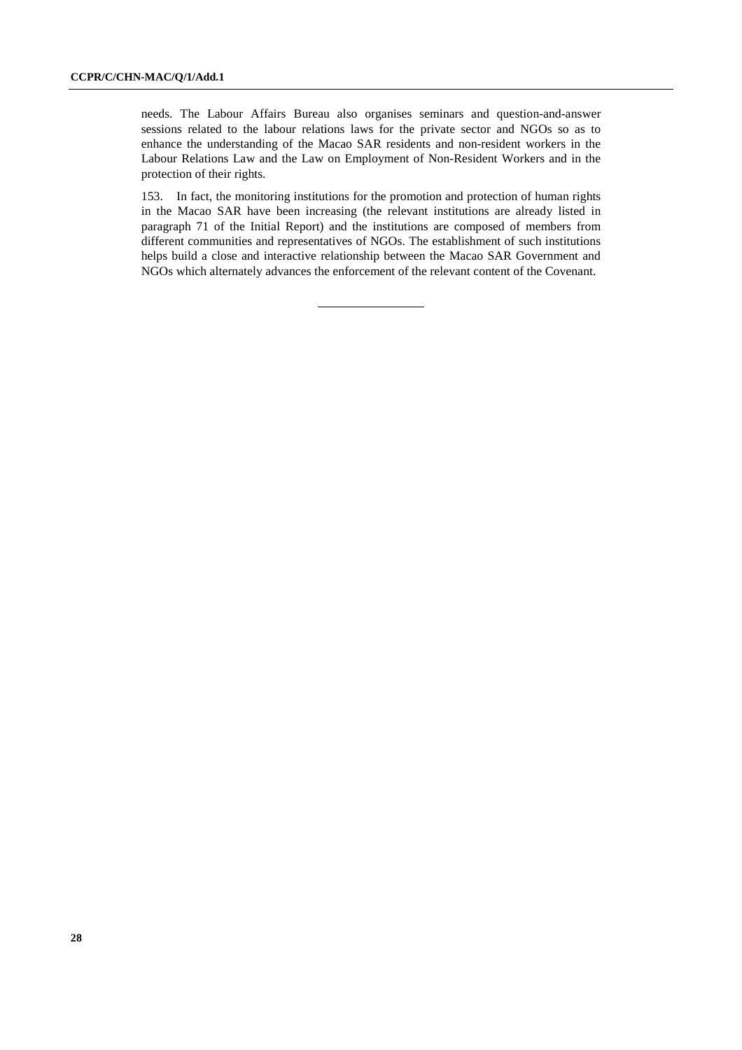needs. The Labour Affairs Bureau also organises seminars and question-and-answer sessions related to the labour relations laws for the private sector and NGOs so as to enhance the understanding of the Macao SAR residents and non-resident workers in the Labour Relations Law and the Law on Employment of Non-Resident Workers and in the protection of their rights.

153. In fact, the monitoring institutions for the promotion and protection of human rights in the Macao SAR have been increasing (the relevant institutions are already listed in paragraph 71 of the Initial Report) and the institutions are composed of members from different communities and representatives of NGOs. The establishment of such institutions helps build a close and interactive relationship between the Macao SAR Government and NGOs which alternately advances the enforcement of the relevant content of the Covenant.